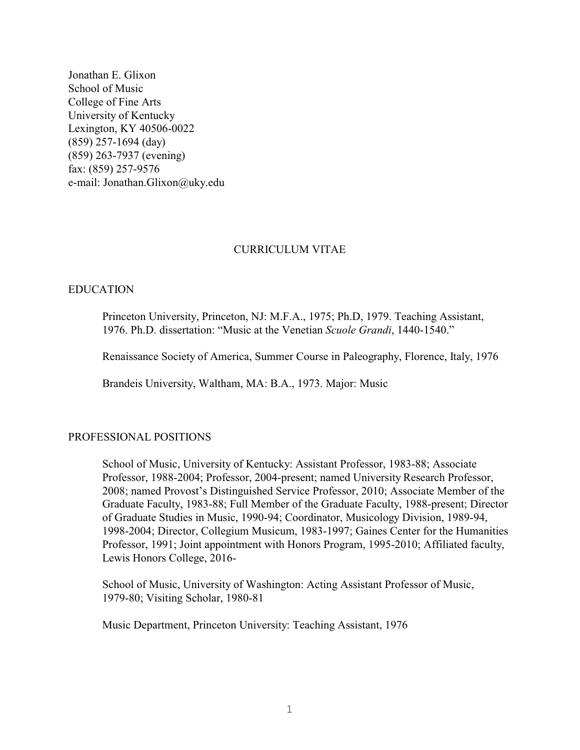Jonathan E. Glixon
School of Music
College of Fine Arts
University of Kentucky
Lexington, KY 40506-0022
(859) 257-1694 (day)
(859) 263-7937 (evening)
fax: (859) 257-9576
e-mail: Jonathan.Glixon@uky.edu

# CURRICULUM VITAE

## EDUCATION

Princeton University, Princeton, NJ: M.F.A., 1975; Ph.D, 1979. Teaching Assistant, 1976. Ph.D. dissertation: "Music at the Venetian *Scuole Grandi*, 1440-1540."

Renaissance Society of America, Summer Course in Paleography, Florence, Italy, 1976

Brandeis University, Waltham, MA: B.A., 1973. Major: Music

## PROFESSIONAL POSITIONS

School of Music, University of Kentucky: Assistant Professor, 1983-88; Associate Professor, 1988-2004; Professor, 2004-present; named University Research Professor, 2008; named Provost's Distinguished Service Professor, 2010; Associate Member of the Graduate Faculty, 1983-88; Full Member of the Graduate Faculty, 1988-present; Director of Graduate Studies in Music, 1990-94; Coordinator, Musicology Division, 1989-94, 1998-2004; Director, Collegium Musicum, 1983-1997; Gaines Center for the Humanities Professor, 1991; Joint appointment with Honors Program, 1995-2010; Affiliated faculty, Lewis Honors College, 2016-

School of Music, University of Washington: Acting Assistant Professor of Music, 1979-80; Visiting Scholar, 1980-81

Music Department, Princeton University: Teaching Assistant, 1976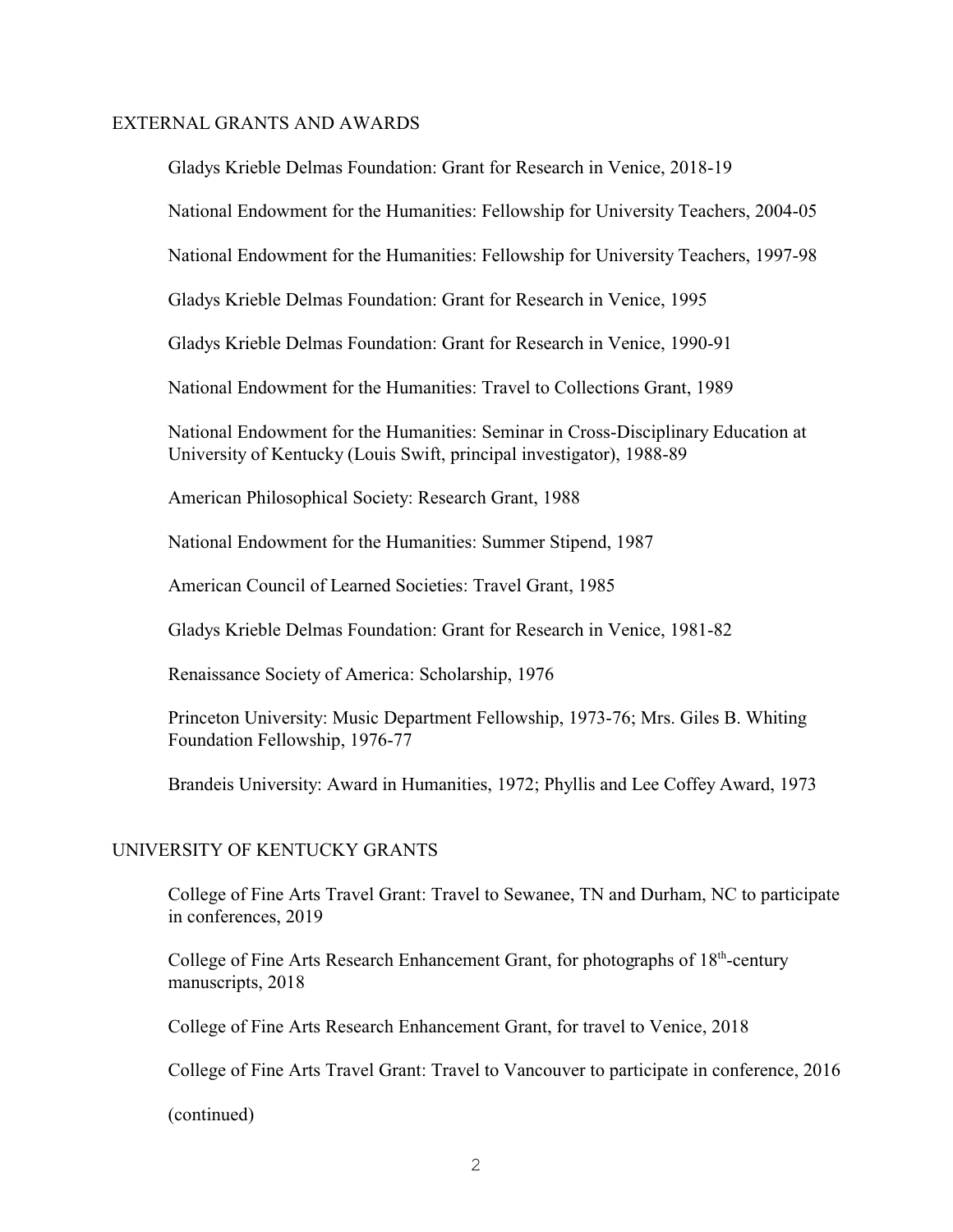## EXTERNAL GRANTS AND AWARDS

Gladys Krieble Delmas Foundation: Grant for Research in Venice, 2018-19

National Endowment for the Humanities: Fellowship for University Teachers, 2004-05

National Endowment for the Humanities: Fellowship for University Teachers, 1997-98

Gladys Krieble Delmas Foundation: Grant for Research in Venice, 1995

Gladys Krieble Delmas Foundation: Grant for Research in Venice, 1990-91

National Endowment for the Humanities: Travel to Collections Grant, 1989

National Endowment for the Humanities: Seminar in Cross-Disciplinary Education at University of Kentucky (Louis Swift, principal investigator), 1988-89

American Philosophical Society: Research Grant, 1988

National Endowment for the Humanities: Summer Stipend, 1987

American Council of Learned Societies: Travel Grant, 1985

Gladys Krieble Delmas Foundation: Grant for Research in Venice, 1981-82

Renaissance Society of America: Scholarship, 1976

Princeton University: Music Department Fellowship, 1973-76; Mrs. Giles B. Whiting Foundation Fellowship, 1976-77

Brandeis University: Award in Humanities, 1972; Phyllis and Lee Coffey Award, 1973

## UNIVERSITY OF KENTUCKY GRANTS

College of Fine Arts Travel Grant: Travel to Sewanee, TN and Durham, NC to participate in conferences, 2019

College of Fine Arts Research Enhancement Grant, for photographs of 18th-century manuscripts, 2018

College of Fine Arts Research Enhancement Grant, for travel to Venice, 2018

College of Fine Arts Travel Grant: Travel to Vancouver to participate in conference, 2016

(continued)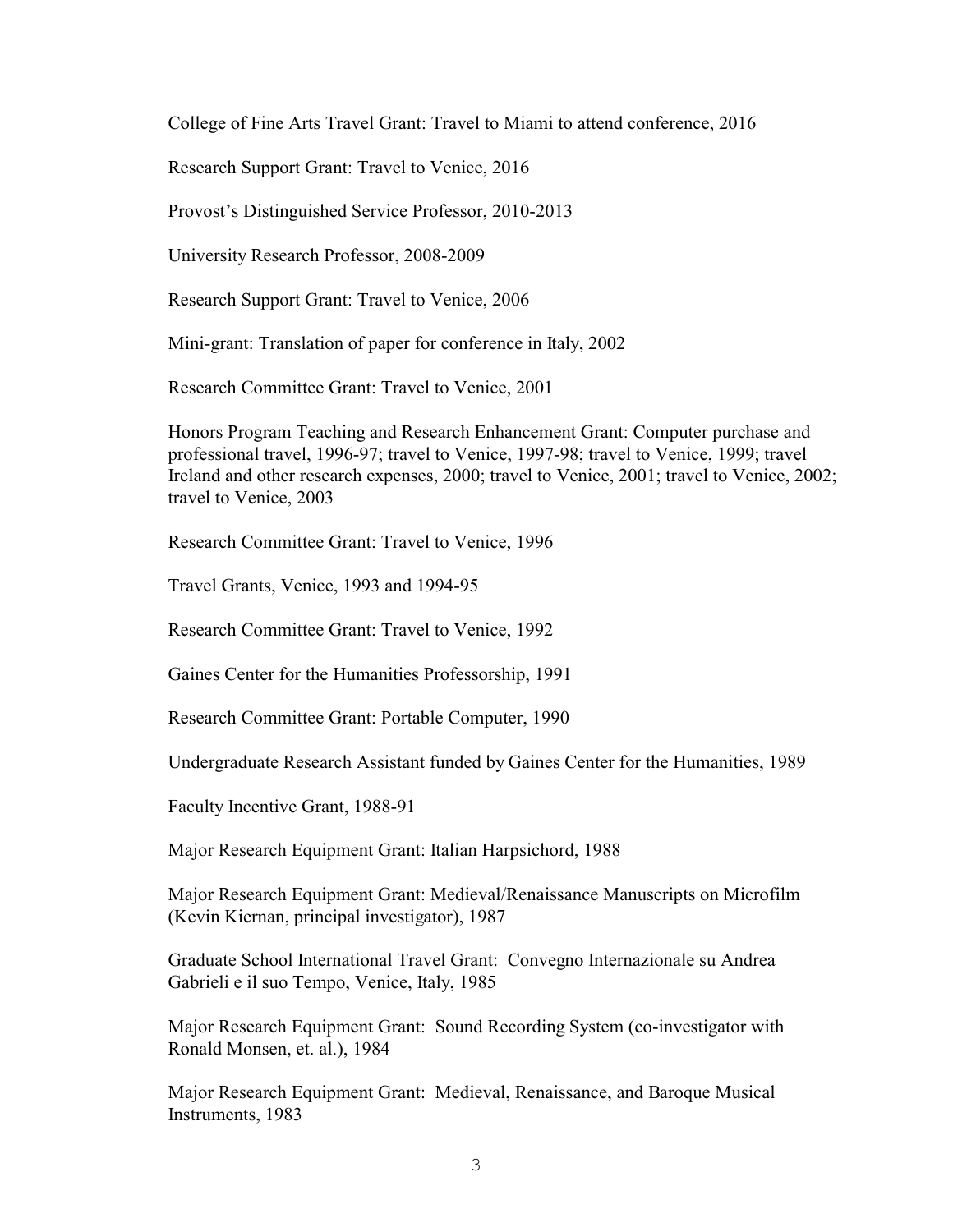College of Fine Arts Travel Grant: Travel to Miami to attend conference, 2016

Research Support Grant: Travel to Venice, 2016

Provost's Distinguished Service Professor, 2010-2013

University Research Professor, 2008-2009

Research Support Grant: Travel to Venice, 2006

Mini-grant: Translation of paper for conference in Italy, 2002

Research Committee Grant: Travel to Venice, 2001

Honors Program Teaching and Research Enhancement Grant: Computer purchase and professional travel, 1996-97; travel to Venice, 1997-98; travel to Venice, 1999; travel Ireland and other research expenses, 2000; travel to Venice, 2001; travel to Venice, 2002; travel to Venice, 2003

Research Committee Grant: Travel to Venice, 1996

Travel Grants, Venice, 1993 and 1994-95

Research Committee Grant: Travel to Venice, 1992

Gaines Center for the Humanities Professorship, 1991

Research Committee Grant: Portable Computer, 1990

Undergraduate Research Assistant funded by Gaines Center for the Humanities, 1989

Faculty Incentive Grant, 1988-91

Major Research Equipment Grant: Italian Harpsichord, 1988

Major Research Equipment Grant: Medieval/Renaissance Manuscripts on Microfilm (Kevin Kiernan, principal investigator), 1987

Graduate School International Travel Grant: Convegno Internazionale su Andrea Gabrieli e il suo Tempo, Venice, Italy, 1985

Major Research Equipment Grant: Sound Recording System (co-investigator with Ronald Monsen, et. al.), 1984

Major Research Equipment Grant: Medieval, Renaissance, and Baroque Musical Instruments, 1983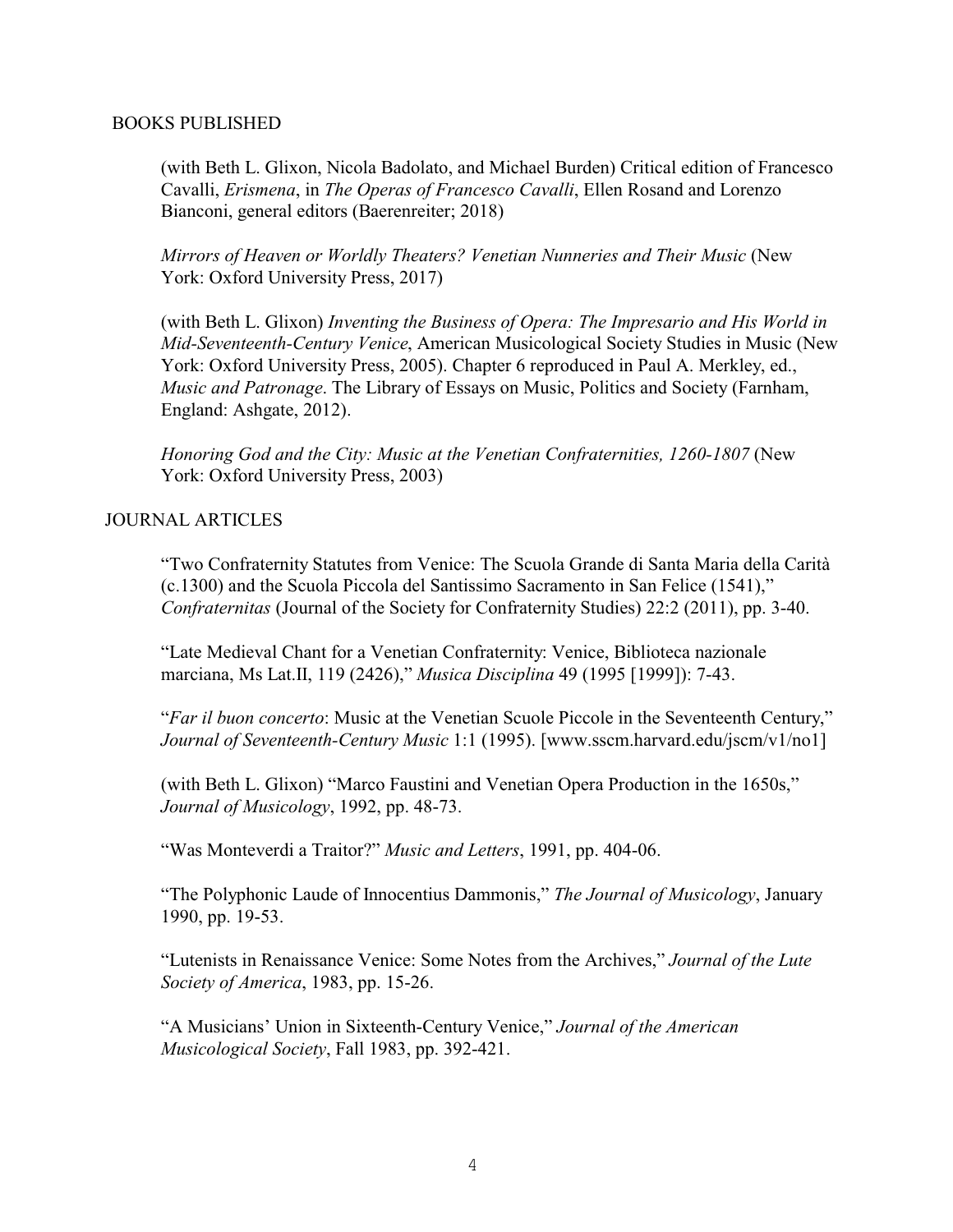## BOOKS PUBLISHED

(with Beth L. Glixon, Nicola Badolato, and Michael Burden) Critical edition of Francesco Cavalli, *Erismena*, in *The Operas of Francesco Cavalli*, Ellen Rosand and Lorenzo Bianconi, general editors (Baerenreiter; 2018)

*Mirrors of Heaven or Worldly Theaters? Venetian Nunneries and Their Music* (New York: Oxford University Press, 2017)

(with Beth L. Glixon) *Inventing the Business of Opera: The Impresario and His World in Mid-Seventeenth-Century Venice*, American Musicological Society Studies in Music (New York: Oxford University Press, 2005). Chapter 6 reproduced in Paul A. Merkley, ed., *Music and Patronage*. The Library of Essays on Music, Politics and Society (Farnham, England: Ashgate, 2012).

*Honoring God and the City: Music at the Venetian Confraternities, 1260-1807* (New York: Oxford University Press, 2003)

## JOURNAL ARTICLES

"Two Confraternity Statutes from Venice: The Scuola Grande di Santa Maria della Carità (c.1300) and the Scuola Piccola del Santissimo Sacramento in San Felice (1541)," *Confraternitas* (Journal of the Society for Confraternity Studies) 22:2 (2011), pp. 3-40.

"Late Medieval Chant for a Venetian Confraternity: Venice, Biblioteca nazionale marciana, Ms Lat.II, 119 (2426)," *Musica Disciplina* 49 (1995 [1999]): 7-43.

"*Far il buon concerto*: Music at the Venetian Scuole Piccole in the Seventeenth Century," *Journal of Seventeenth-Century Music* 1:1 (1995). [www.sscm.harvard.edu/jscm/v1/no1]

(with Beth L. Glixon) "Marco Faustini and Venetian Opera Production in the 1650s," *Journal of Musicology*, 1992, pp. 48-73.

"Was Monteverdi a Traitor?" *Music and Letters*, 1991, pp. 404-06.

"The Polyphonic Laude of Innocentius Dammonis," *The Journal of Musicology*, January 1990, pp. 19-53.

"Lutenists in Renaissance Venice: Some Notes from the Archives," *Journal of the Lute Society of America*, 1983, pp. 15-26.

"A Musicians' Union in Sixteenth-Century Venice," *Journal of the American Musicological Society*, Fall 1983, pp. 392-421.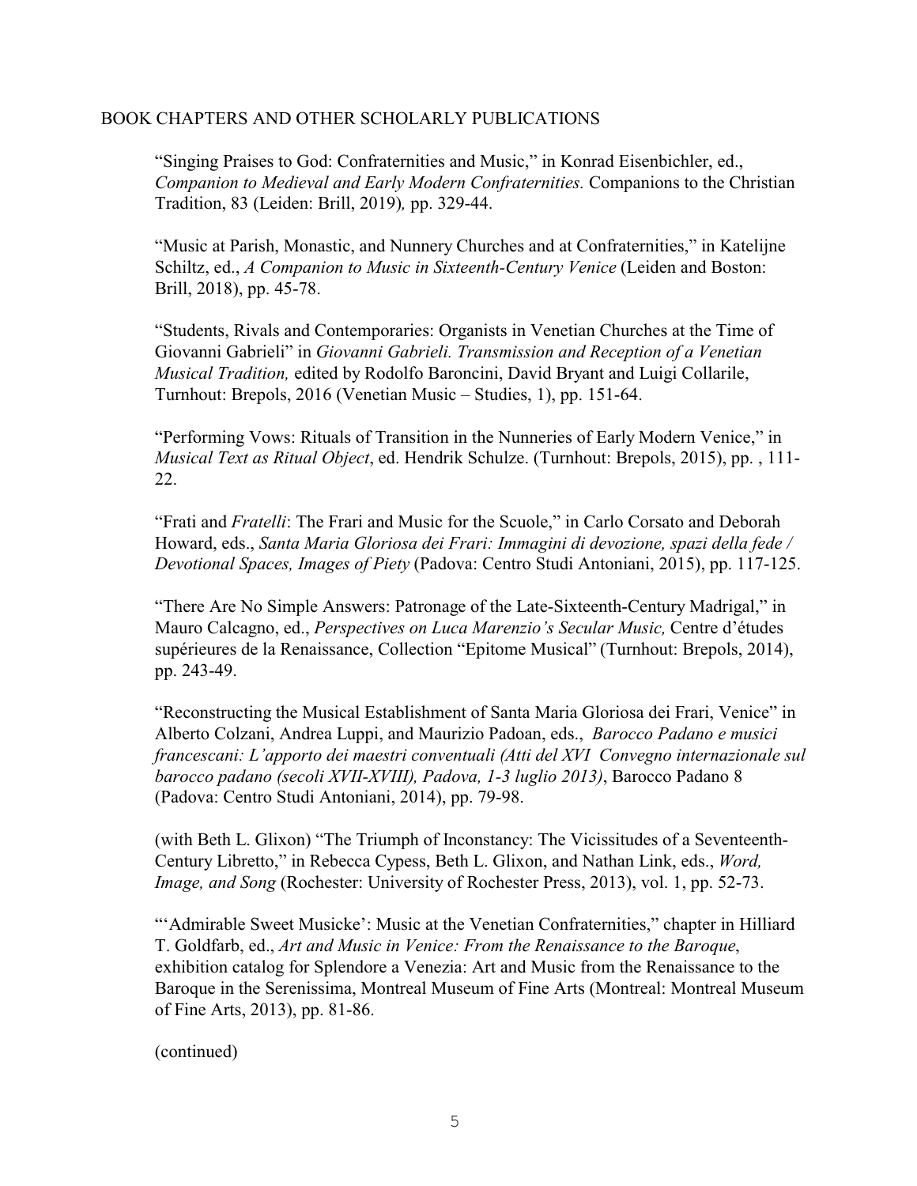BOOK CHAPTERS AND OTHER SCHOLARLY PUBLICATIONS

"Singing Praises to God: Confraternities and Music," in Konrad Eisenbichler, ed., *Companion to Medieval and Early Modern Confraternities.* Companions to the Christian Tradition, 83 (Leiden: Brill, 2019)*,* pp. 329-44.

"Music at Parish, Monastic, and Nunnery Churches and at Confraternities," in Katelijne Schiltz, ed., *A Companion to Music in Sixteenth-Century Venice* (Leiden and Boston: Brill, 2018), pp. 45-78.

"Students, Rivals and Contemporaries: Organists in Venetian Churches at the Time of Giovanni Gabrieli" in *Giovanni Gabrieli. Transmission and Reception of a Venetian Musical Tradition,* edited by Rodolfo Baroncini, David Bryant and Luigi Collarile, Turnhout: Brepols, 2016 (Venetian Music – Studies, 1), pp. 151-64.

"Performing Vows: Rituals of Transition in the Nunneries of Early Modern Venice," in *Musical Text as Ritual Object*, ed. Hendrik Schulze. (Turnhout: Brepols, 2015), pp. , 111-22.

"Frati and *Fratelli*: The Frari and Music for the Scuole," in Carlo Corsato and Deborah Howard, eds., *Santa Maria Gloriosa dei Frari: Immagini di devozione, spazi della fede / Devotional Spaces, Images of Piety* (Padova: Centro Studi Antoniani, 2015), pp. 117-125.

"There Are No Simple Answers: Patronage of the Late-Sixteenth-Century Madrigal," in Mauro Calcagno, ed., *Perspectives on Luca Marenzio's Secular Music,* Centre d'études supérieures de la Renaissance, Collection "Epitome Musical" (Turnhout: Brepols, 2014), pp. 243-49.

"Reconstructing the Musical Establishment of Santa Maria Gloriosa dei Frari, Venice" in Alberto Colzani, Andrea Luppi, and Maurizio Padoan, eds., *Barocco Padano e musici francescani: L'apporto dei maestri conventuali (Atti del XVI Convegno internazionale sul barocco padano (secoli XVII-XVIII), Padova, 1-3 luglio 2013)*, Barocco Padano 8 (Padova: Centro Studi Antoniani, 2014), pp. 79-98.

(with Beth L. Glixon) "The Triumph of Inconstancy: The Vicissitudes of a Seventeenth-Century Libretto," in Rebecca Cypess, Beth L. Glixon, and Nathan Link, eds., *Word, Image, and Song* (Rochester: University of Rochester Press, 2013), vol. 1, pp. 52-73.

"'Admirable Sweet Musicke': Music at the Venetian Confraternities," chapter in Hilliard T. Goldfarb, ed., *Art and Music in Venice: From the Renaissance to the Baroque*, exhibition catalog for Splendore a Venezia: Art and Music from the Renaissance to the Baroque in the Serenissima, Montreal Museum of Fine Arts (Montreal: Montreal Museum of Fine Arts, 2013), pp. 81-86.

(continued)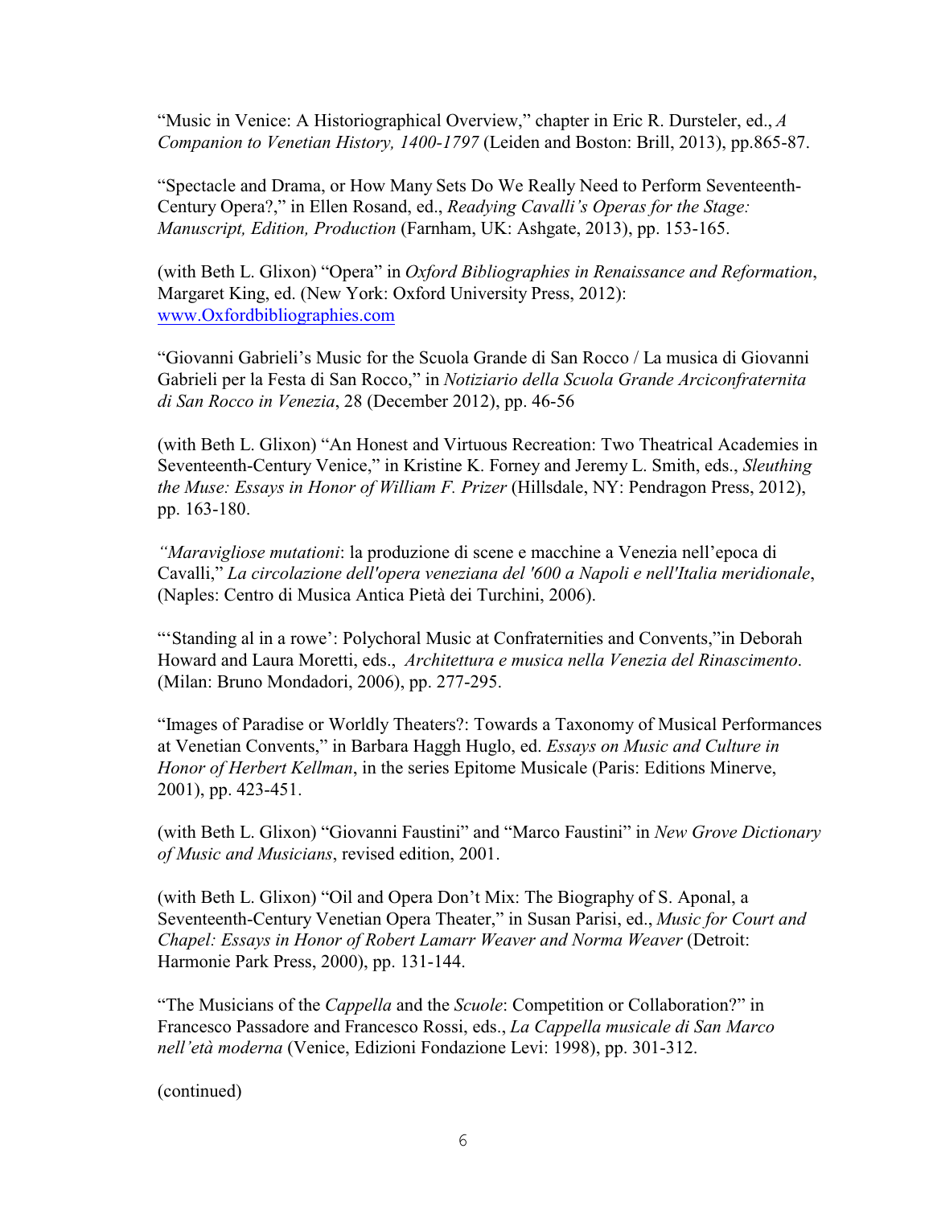"Music in Venice: A Historiographical Overview," chapter in Eric R. Dursteler, ed., *A Companion to Venetian History, 1400-1797* (Leiden and Boston: Brill, 2013), pp.865-87.

"Spectacle and Drama, or How Many Sets Do We Really Need to Perform Seventeenth-Century Opera?," in Ellen Rosand, ed., *Readying Cavalli's Operas for the Stage: Manuscript, Edition, Production* (Farnham, UK: Ashgate, 2013), pp. 153-165.

(with Beth L. Glixon) "Opera" in *Oxford Bibliographies in Renaissance and Reformation*, Margaret King, ed. (New York: Oxford University Press, 2012): www.Oxfordbibliographies.com

"Giovanni Gabrieli's Music for the Scuola Grande di San Rocco / La musica di Giovanni Gabrieli per la Festa di San Rocco," in *Notiziario della Scuola Grande Arciconfraternita di San Rocco in Venezia*, 28 (December 2012), pp. 46-56

(with Beth L. Glixon) "An Honest and Virtuous Recreation: Two Theatrical Academies in Seventeenth-Century Venice," in Kristine K. Forney and Jeremy L. Smith, eds., *Sleuthing the Muse: Essays in Honor of William F. Prizer* (Hillsdale, NY: Pendragon Press, 2012), pp. 163-180.

*"Maravigliose mutationi*: la produzione di scene e macchine a Venezia nell'epoca di Cavalli," *La circolazione dell'opera veneziana del '600 a Napoli e nell'Italia meridionale*, (Naples: Centro di Musica Antica Pietà dei Turchini, 2006).

"'Standing al in a rowe': Polychoral Music at Confraternities and Convents,"in Deborah Howard and Laura Moretti, eds., *Architettura e musica nella Venezia del Rinascimento*. (Milan: Bruno Mondadori, 2006), pp. 277-295.

"Images of Paradise or Worldly Theaters?: Towards a Taxonomy of Musical Performances at Venetian Convents," in Barbara Haggh Huglo, ed. *Essays on Music and Culture in Honor of Herbert Kellman*, in the series Epitome Musicale (Paris: Editions Minerve, 2001), pp. 423-451.

(with Beth L. Glixon) "Giovanni Faustini" and "Marco Faustini" in *New Grove Dictionary of Music and Musicians*, revised edition, 2001.

(with Beth L. Glixon) "Oil and Opera Don't Mix: The Biography of S. Aponal, a Seventeenth-Century Venetian Opera Theater," in Susan Parisi, ed., *Music for Court and Chapel: Essays in Honor of Robert Lamarr Weaver and Norma Weaver* (Detroit: Harmonie Park Press, 2000), pp. 131-144.

"The Musicians of the *Cappella* and the *Scuole*: Competition or Collaboration?" in Francesco Passadore and Francesco Rossi, eds., *La Cappella musicale di San Marco nell'età moderna* (Venice, Edizioni Fondazione Levi: 1998), pp. 301-312.

(continued)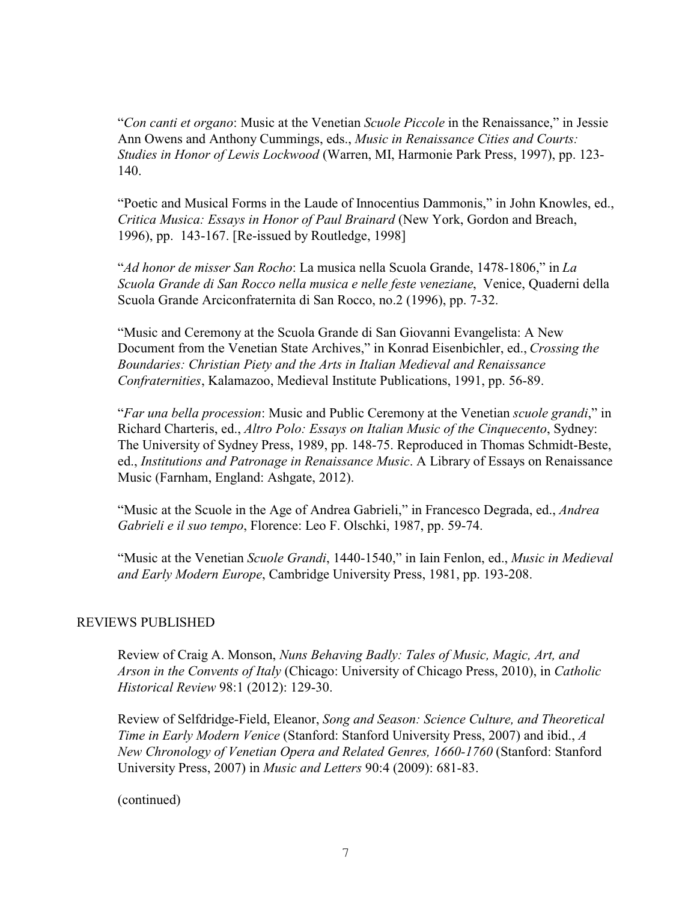"*Con canti et organo*: Music at the Venetian *Scuole Piccole* in the Renaissance," in Jessie Ann Owens and Anthony Cummings, eds., *Music in Renaissance Cities and Courts: Studies in Honor of Lewis Lockwood* (Warren, MI, Harmonie Park Press, 1997), pp. 123-140.

"Poetic and Musical Forms in the Laude of Innocentius Dammonis," in John Knowles, ed., *Critica Musica: Essays in Honor of Paul Brainard* (New York, Gordon and Breach, 1996), pp. 143-167. [Re-issued by Routledge, 1998]

"*Ad honor de misser San Rocho*: La musica nella Scuola Grande, 1478-1806," in *La Scuola Grande di San Rocco nella musica e nelle feste veneziane*, Venice, Quaderni della Scuola Grande Arciconfraternita di San Rocco, no.2 (1996), pp. 7-32.

"Music and Ceremony at the Scuola Grande di San Giovanni Evangelista: A New Document from the Venetian State Archives," in Konrad Eisenbichler, ed., *Crossing the Boundaries: Christian Piety and the Arts in Italian Medieval and Renaissance Confraternities*, Kalamazoo, Medieval Institute Publications, 1991, pp. 56-89.

"*Far una bella procession*: Music and Public Ceremony at the Venetian *scuole grandi*," in Richard Charteris, ed., *Altro Polo: Essays on Italian Music of the Cinquecento*, Sydney: The University of Sydney Press, 1989, pp. 148-75. Reproduced in Thomas Schmidt-Beste, ed., *Institutions and Patronage in Renaissance Music*. A Library of Essays on Renaissance Music (Farnham, England: Ashgate, 2012).

"Music at the Scuole in the Age of Andrea Gabrieli," in Francesco Degrada, ed., *Andrea Gabrieli e il suo tempo*, Florence: Leo F. Olschki, 1987, pp. 59-74.

"Music at the Venetian *Scuole Grandi*, 1440-1540," in Iain Fenlon, ed., *Music in Medieval and Early Modern Europe*, Cambridge University Press, 1981, pp. 193-208.

## REVIEWS PUBLISHED

Review of Craig A. Monson, *Nuns Behaving Badly: Tales of Music, Magic, Art, and Arson in the Convents of Italy* (Chicago: University of Chicago Press, 2010), in *Catholic Historical Review* 98:1 (2012): 129-30.

Review of Selfdridge-Field, Eleanor, *Song and Season: Science Culture, and Theoretical Time in Early Modern Venice* (Stanford: Stanford University Press, 2007) and ibid., *A New Chronology of Venetian Opera and Related Genres, 1660-1760* (Stanford: Stanford University Press, 2007) in *Music and Letters* 90:4 (2009): 681-83.

(continued)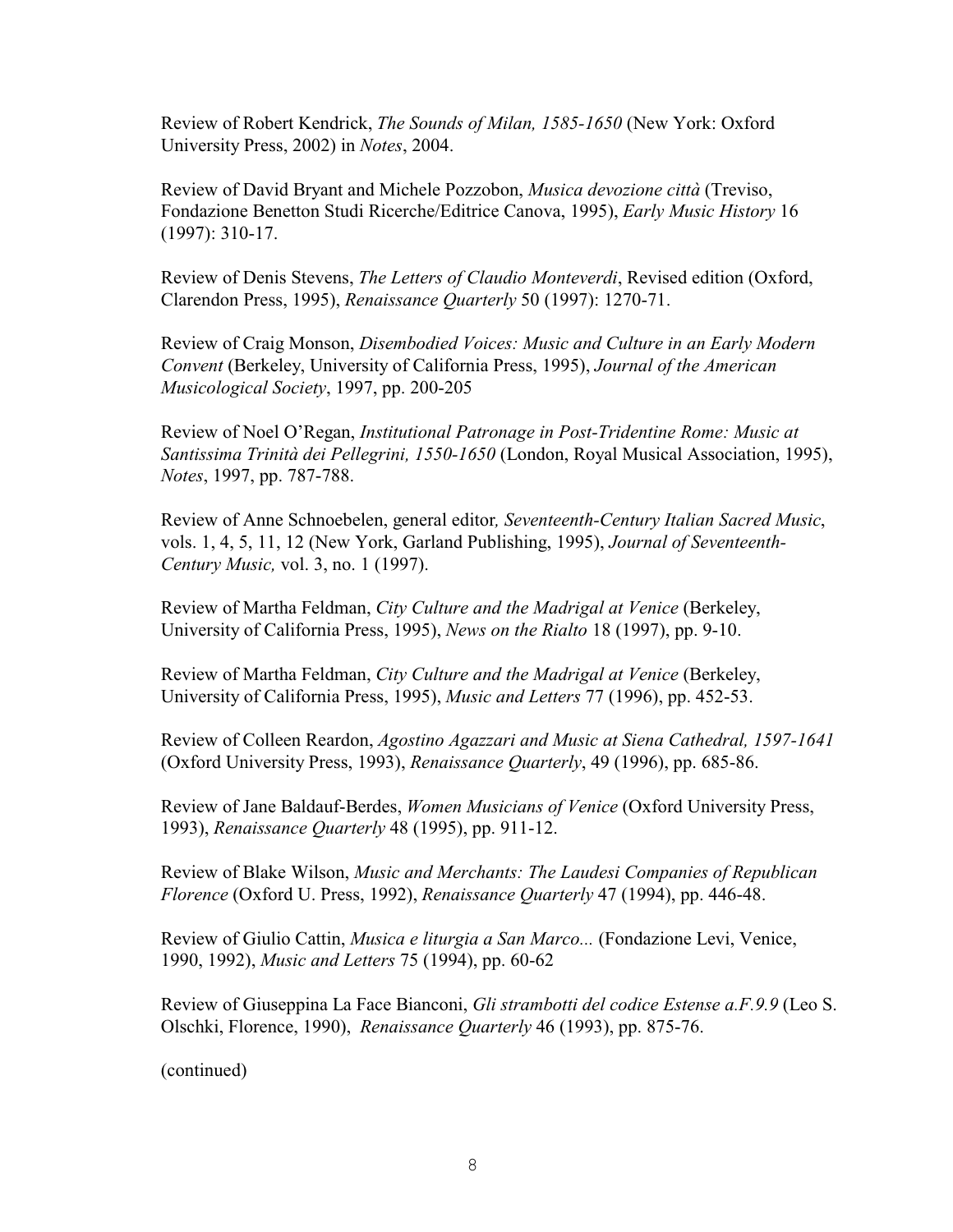Review of Robert Kendrick, *The Sounds of Milan, 1585-1650* (New York: Oxford University Press, 2002) in *Notes*, 2004.

Review of David Bryant and Michele Pozzobon, *Musica devozione città* (Treviso, Fondazione Benetton Studi Ricerche/Editrice Canova, 1995), *Early Music History* 16 (1997): 310-17.

Review of Denis Stevens, *The Letters of Claudio Monteverdi*, Revised edition (Oxford, Clarendon Press, 1995), *Renaissance Quarterly* 50 (1997): 1270-71.

Review of Craig Monson, *Disembodied Voices: Music and Culture in an Early Modern Convent* (Berkeley, University of California Press, 1995), *Journal of the American Musicological Society*, 1997, pp. 200-205

Review of Noel O'Regan, *Institutional Patronage in Post-Tridentine Rome: Music at Santissima Trinità dei Pellegrini, 1550-1650* (London, Royal Musical Association, 1995), *Notes*, 1997, pp. 787-788.

Review of Anne Schnoebelen, general editor*, Seventeenth-Century Italian Sacred Music*, vols. 1, 4, 5, 11, 12 (New York, Garland Publishing, 1995), *Journal of Seventeenth-Century Music,* vol. 3, no. 1 (1997).

Review of Martha Feldman, *City Culture and the Madrigal at Venice* (Berkeley, University of California Press, 1995), *News on the Rialto* 18 (1997), pp. 9-10.

Review of Martha Feldman, *City Culture and the Madrigal at Venice* (Berkeley, University of California Press, 1995), *Music and Letters* 77 (1996), pp. 452-53.

Review of Colleen Reardon, *Agostino Agazzari and Music at Siena Cathedral, 1597-1641* (Oxford University Press, 1993), *Renaissance Quarterly*, 49 (1996), pp. 685-86.

Review of Jane Baldauf-Berdes, *Women Musicians of Venice* (Oxford University Press, 1993), *Renaissance Quarterly* 48 (1995), pp. 911-12.

Review of Blake Wilson, *Music and Merchants: The Laudesi Companies of Republican Florence* (Oxford U. Press, 1992), *Renaissance Quarterly* 47 (1994), pp. 446-48.

Review of Giulio Cattin, *Musica e liturgia a San Marco...* (Fondazione Levi, Venice, 1990, 1992), *Music and Letters* 75 (1994), pp. 60-62

Review of Giuseppina La Face Bianconi, *Gli strambotti del codice Estense a.F.9.9* (Leo S. Olschki, Florence, 1990), *Renaissance Quarterly* 46 (1993), pp. 875-76.

(continued)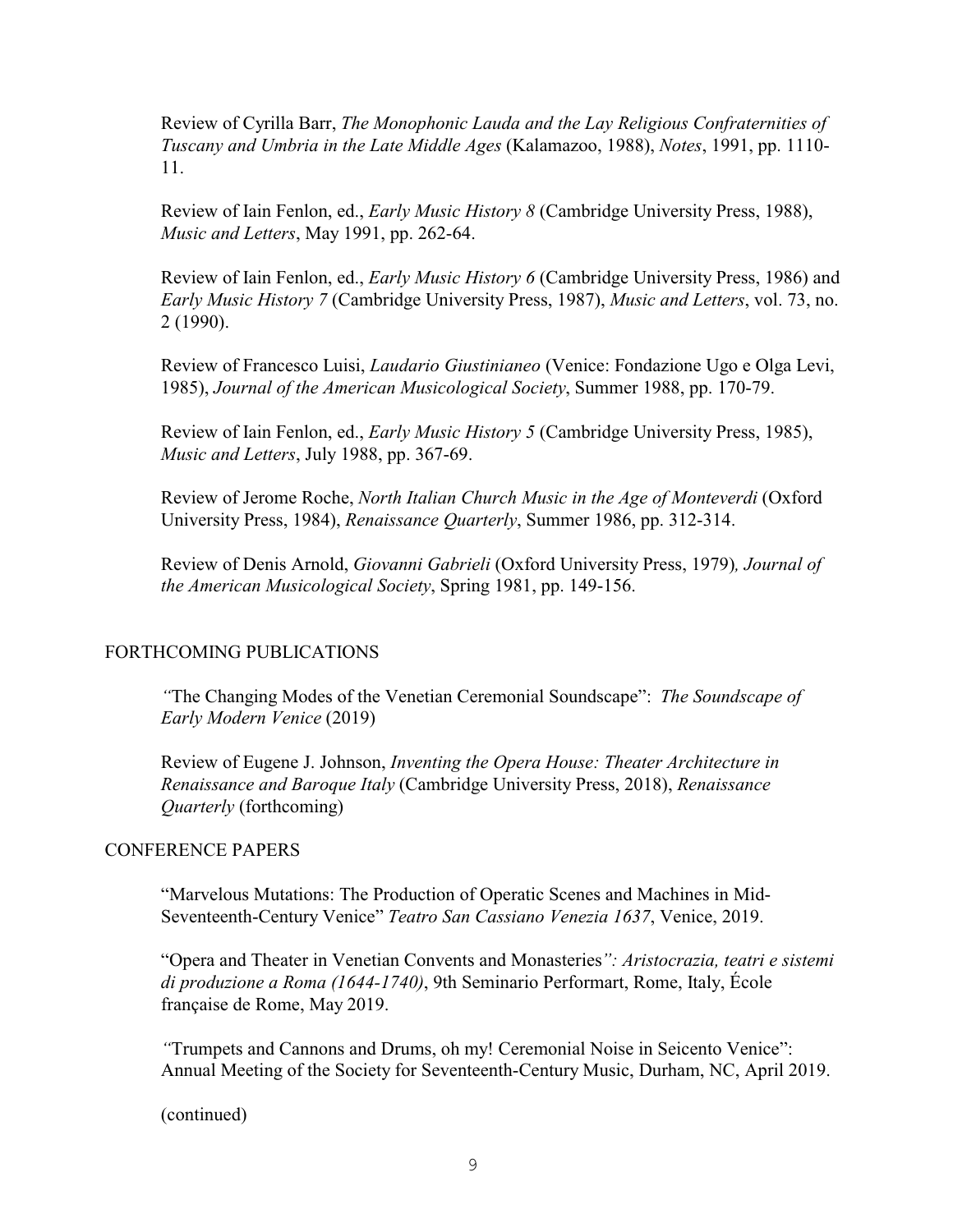Review of Cyrilla Barr, *The Monophonic Lauda and the Lay Religious Confraternities of Tuscany and Umbria in the Late Middle Ages* (Kalamazoo, 1988), *Notes*, 1991, pp. 1110-11.

Review of Iain Fenlon, ed., *Early Music History 8* (Cambridge University Press, 1988), *Music and Letters*, May 1991, pp. 262-64.

Review of Iain Fenlon, ed., *Early Music History 6* (Cambridge University Press, 1986) and *Early Music History 7* (Cambridge University Press, 1987), *Music and Letters*, vol. 73, no. 2 (1990).

Review of Francesco Luisi, *Laudario Giustinianeo* (Venice: Fondazione Ugo e Olga Levi, 1985), *Journal of the American Musicological Society*, Summer 1988, pp. 170-79.

Review of Iain Fenlon, ed., *Early Music History 5* (Cambridge University Press, 1985), *Music and Letters*, July 1988, pp. 367-69.

Review of Jerome Roche, *North Italian Church Music in the Age of Monteverdi* (Oxford University Press, 1984), *Renaissance Quarterly*, Summer 1986, pp. 312-314.

Review of Denis Arnold, *Giovanni Gabrieli* (Oxford University Press, 1979), *Journal of the American Musicological Society*, Spring 1981, pp. 149-156.

## FORTHCOMING PUBLICATIONS

"The Changing Modes of the Venetian Ceremonial Soundscape": *The Soundscape of Early Modern Venice* (2019)

Review of Eugene J. Johnson, *Inventing the Opera House: Theater Architecture in Renaissance and Baroque Italy* (Cambridge University Press, 2018), *Renaissance Quarterly* (forthcoming)

## CONFERENCE PAPERS

"Marvelous Mutations: The Production of Operatic Scenes and Machines in Mid-Seventeenth-Century Venice" *Teatro San Cassiano Venezia 1637*, Venice, 2019.

"Opera and Theater in Venetian Convents and Monasteries": *Aristocrazia, teatri e sistemi di produzione a Roma (1644-1740)*, 9th Seminario Performart, Rome, Italy, École française de Rome, May 2019.

"Trumpets and Cannons and Drums, oh my! Ceremonial Noise in Seicento Venice": Annual Meeting of the Society for Seventeenth-Century Music, Durham, NC, April 2019.

(continued)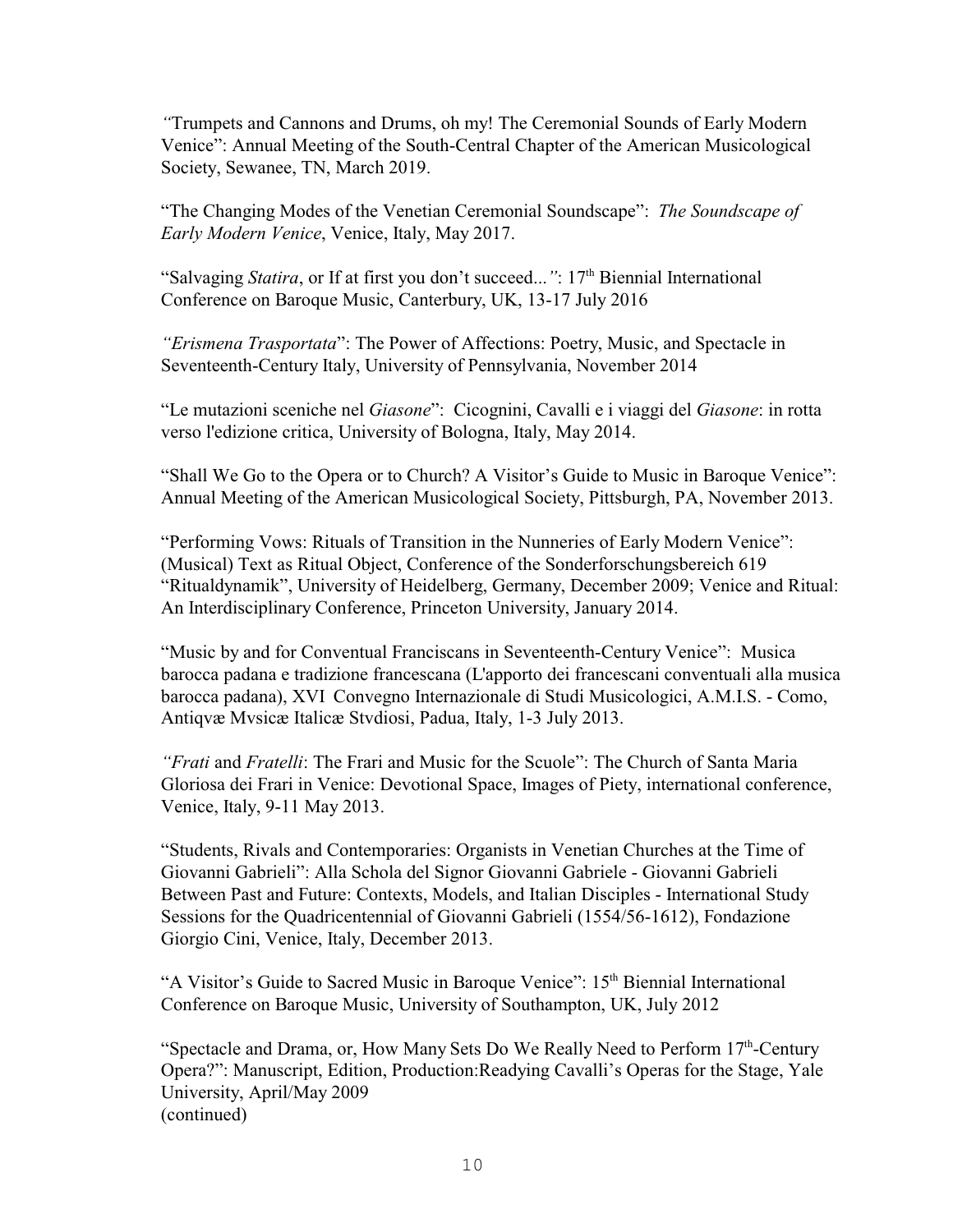*"*Trumpets and Cannons and Drums, oh my! The Ceremonial Sounds of Early Modern Venice": Annual Meeting of the South-Central Chapter of the American Musicological Society, Sewanee, TN, March 2019.

"The Changing Modes of the Venetian Ceremonial Soundscape": *The Soundscape of Early Modern Venice*, Venice, Italy, May 2017.

"Salvaging *Statira*, or If at first you don't succeed...*"*: 17th Biennial International Conference on Baroque Music, Canterbury, UK, 13-17 July 2016

*"Erismena Trasportata*": The Power of Affections: Poetry, Music, and Spectacle in Seventeenth-Century Italy, University of Pennsylvania, November 2014

"Le mutazioni sceniche nel *Giasone*": Cicognini, Cavalli e i viaggi del *Giasone*: in rotta verso l'edizione critica, University of Bologna, Italy, May 2014.

"Shall We Go to the Opera or to Church? A Visitor's Guide to Music in Baroque Venice": Annual Meeting of the American Musicological Society, Pittsburgh, PA, November 2013.

"Performing Vows: Rituals of Transition in the Nunneries of Early Modern Venice": (Musical) Text as Ritual Object, Conference of the Sonderforschungsbereich 619 "Ritualdynamik", University of Heidelberg, Germany, December 2009; Venice and Ritual: An Interdisciplinary Conference, Princeton University, January 2014.

"Music by and for Conventual Franciscans in Seventeenth-Century Venice": Musica barocca padana e tradizione francescana (L'apporto dei francescani conventuali alla musica barocca padana), XVI Convegno Internazionale di Studi Musicologici, A.M.I.S. - Como, Antiqvæ Mvsicæ Italicæ Stvdiosi, Padua, Italy, 1-3 July 2013.

*"Frati* and *Fratelli*: The Frari and Music for the Scuole": The Church of Santa Maria Gloriosa dei Frari in Venice: Devotional Space, Images of Piety, international conference, Venice, Italy, 9-11 May 2013.

"Students, Rivals and Contemporaries: Organists in Venetian Churches at the Time of Giovanni Gabrieli": Alla Schola del Signor Giovanni Gabriele - Giovanni Gabrieli Between Past and Future: Contexts, Models, and Italian Disciples - International Study Sessions for the Quadricentennial of Giovanni Gabrieli (1554/56-1612), Fondazione Giorgio Cini, Venice, Italy, December 2013.

"A Visitor's Guide to Sacred Music in Baroque Venice": 15th Biennial International Conference on Baroque Music, University of Southampton, UK, July 2012

"Spectacle and Drama, or, How Many Sets Do We Really Need to Perform 17th-Century Opera?": Manuscript, Edition, Production:Readying Cavalli's Operas for the Stage, Yale University, April/May 2009

(continued)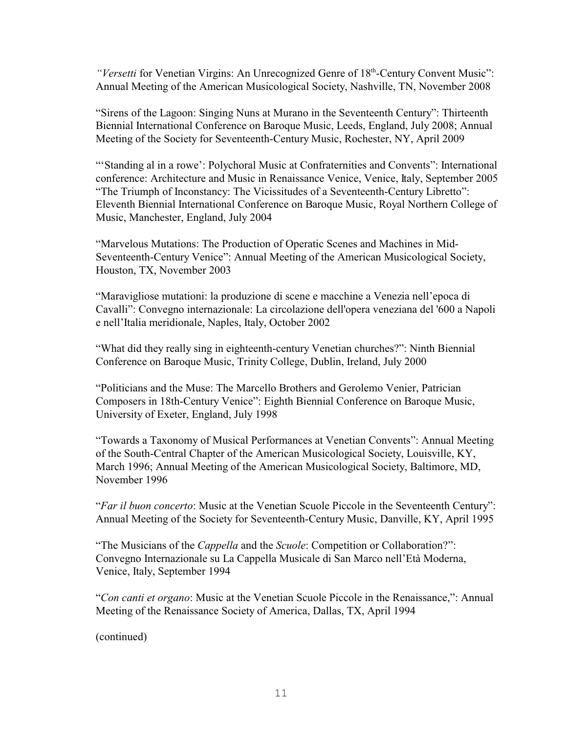*"Versetti* for Venetian Virgins: An Unrecognized Genre of 18th-Century Convent Music": Annual Meeting of the American Musicological Society, Nashville, TN, November 2008

"Sirens of the Lagoon: Singing Nuns at Murano in the Seventeenth Century": Thirteenth Biennial International Conference on Baroque Music, Leeds, England, July 2008; Annual Meeting of the Society for Seventeenth-Century Music, Rochester, NY, April 2009

"'Standing al in a rowe': Polychoral Music at Confraternities and Convents": International conference: Architecture and Music in Renaissance Venice, Venice, Italy, September 2005

"The Triumph of Inconstancy: The Vicissitudes of a Seventeenth-Century Libretto": Eleventh Biennial International Conference on Baroque Music, Royal Northern College of Music, Manchester, England, July 2004

"Marvelous Mutations: The Production of Operatic Scenes and Machines in Mid-Seventeenth-Century Venice": Annual Meeting of the American Musicological Society, Houston, TX, November 2003

"Maravigliose mutationi: la produzione di scene e macchine a Venezia nell'epoca di Cavalli": Convegno internazionale: La circolazione dell'opera veneziana del '600 a Napoli e nell'Italia meridionale, Naples, Italy, October 2002

"What did they really sing in eighteenth-century Venetian churches?": Ninth Biennial Conference on Baroque Music, Trinity College, Dublin, Ireland, July 2000

"Politicians and the Muse: The Marcello Brothers and Gerolemo Venier, Patrician Composers in 18th-Century Venice": Eighth Biennial Conference on Baroque Music, University of Exeter, England, July 1998

"Towards a Taxonomy of Musical Performances at Venetian Convents": Annual Meeting of the South-Central Chapter of the American Musicological Society, Louisville, KY, March 1996; Annual Meeting of the American Musicological Society, Baltimore, MD, November 1996

"*Far il buon concerto*: Music at the Venetian Scuole Piccole in the Seventeenth Century": Annual Meeting of the Society for Seventeenth-Century Music, Danville, KY, April 1995

"The Musicians of the *Cappella* and the *Scuole*: Competition or Collaboration?": Convegno Internazionale su La Cappella Musicale di San Marco nell'Età Moderna, Venice, Italy, September 1994

"*Con canti et organo*: Music at the Venetian Scuole Piccole in the Renaissance,": Annual Meeting of the Renaissance Society of America, Dallas, TX, April 1994

(continued)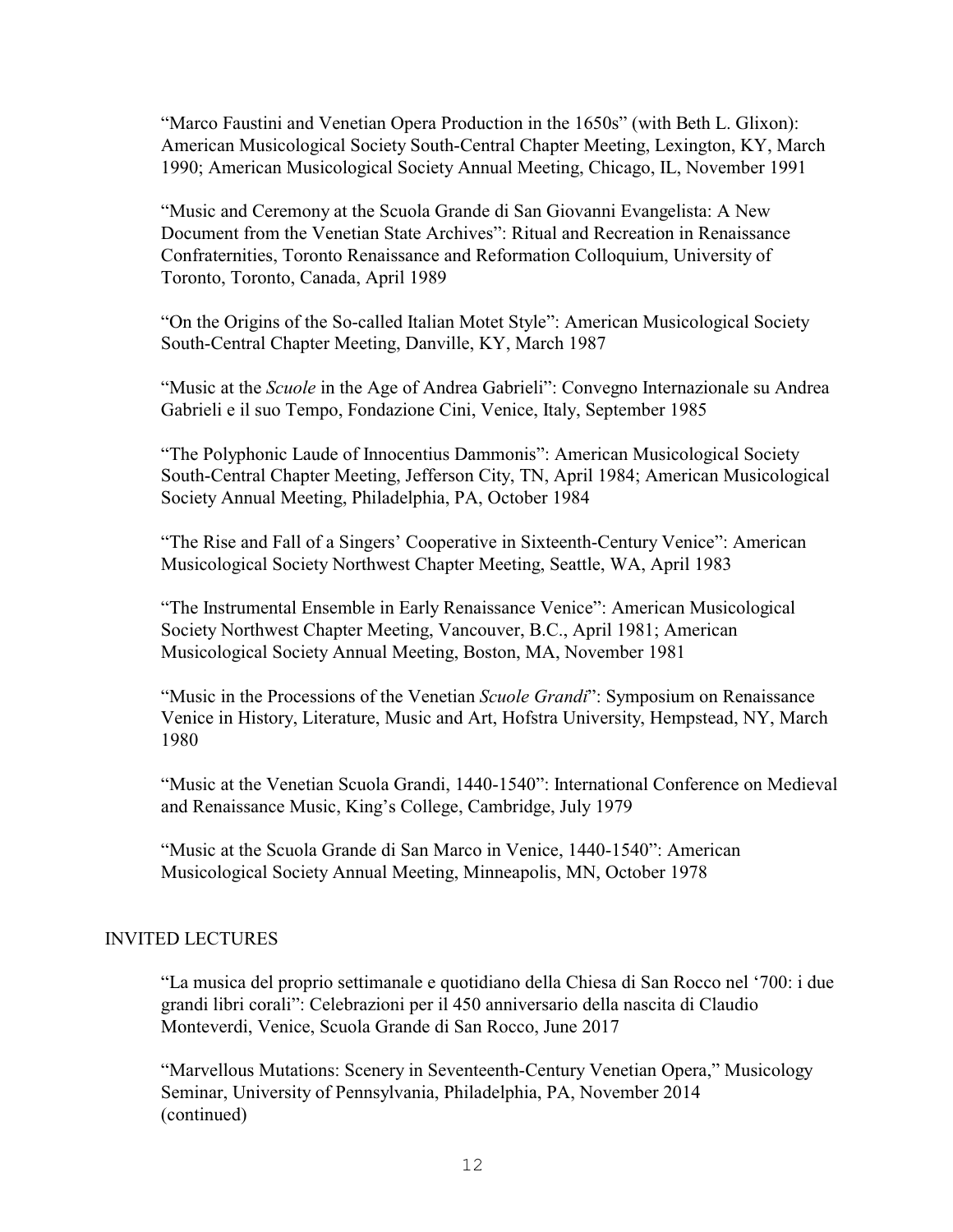“Marco Faustini and Venetian Opera Production in the 1650s” (with Beth L. Glixon): American Musicological Society South-Central Chapter Meeting, Lexington, KY, March 1990; American Musicological Society Annual Meeting, Chicago, IL, November 1991

“Music and Ceremony at the Scuola Grande di San Giovanni Evangelista: A New Document from the Venetian State Archives”: Ritual and Recreation in Renaissance Confraternities, Toronto Renaissance and Reformation Colloquium, University of Toronto, Toronto, Canada, April 1989

“On the Origins of the So-called Italian Motet Style”: American Musicological Society South-Central Chapter Meeting, Danville, KY, March 1987

“Music at the *Scuole* in the Age of Andrea Gabrieli”: Convegno Internazionale su Andrea Gabrieli e il suo Tempo, Fondazione Cini, Venice, Italy, September 1985

“The Polyphonic Laude of Innocentius Dammonis”: American Musicological Society South-Central Chapter Meeting, Jefferson City, TN, April 1984; American Musicological Society Annual Meeting, Philadelphia, PA, October 1984

“The Rise and Fall of a Singers’ Cooperative in Sixteenth-Century Venice”: American Musicological Society Northwest Chapter Meeting, Seattle, WA, April 1983

“The Instrumental Ensemble in Early Renaissance Venice”: American Musicological Society Northwest Chapter Meeting, Vancouver, B.C., April 1981; American Musicological Society Annual Meeting, Boston, MA, November 1981

“Music in the Processions of the Venetian *Scuole Grandi*”: Symposium on Renaissance Venice in History, Literature, Music and Art, Hofstra University, Hempstead, NY, March 1980

“Music at the Venetian Scuola Grandi, 1440-1540”: International Conference on Medieval and Renaissance Music, King’s College, Cambridge, July 1979

“Music at the Scuola Grande di San Marco in Venice, 1440-1540”: American Musicological Society Annual Meeting, Minneapolis, MN, October 1978

## INVITED LECTURES

“La musica del proprio settimanale e quotidiano della Chiesa di San Rocco nel ‘700: i due grandi libri corali”: Celebrazioni per il 450 anniversario della nascita di Claudio Monteverdi, Venice, Scuola Grande di San Rocco, June 2017

“Marvellous Mutations: Scenery in Seventeenth-Century Venetian Opera,” Musicology Seminar, University of Pennsylvania, Philadelphia, PA, November 2014
(continued)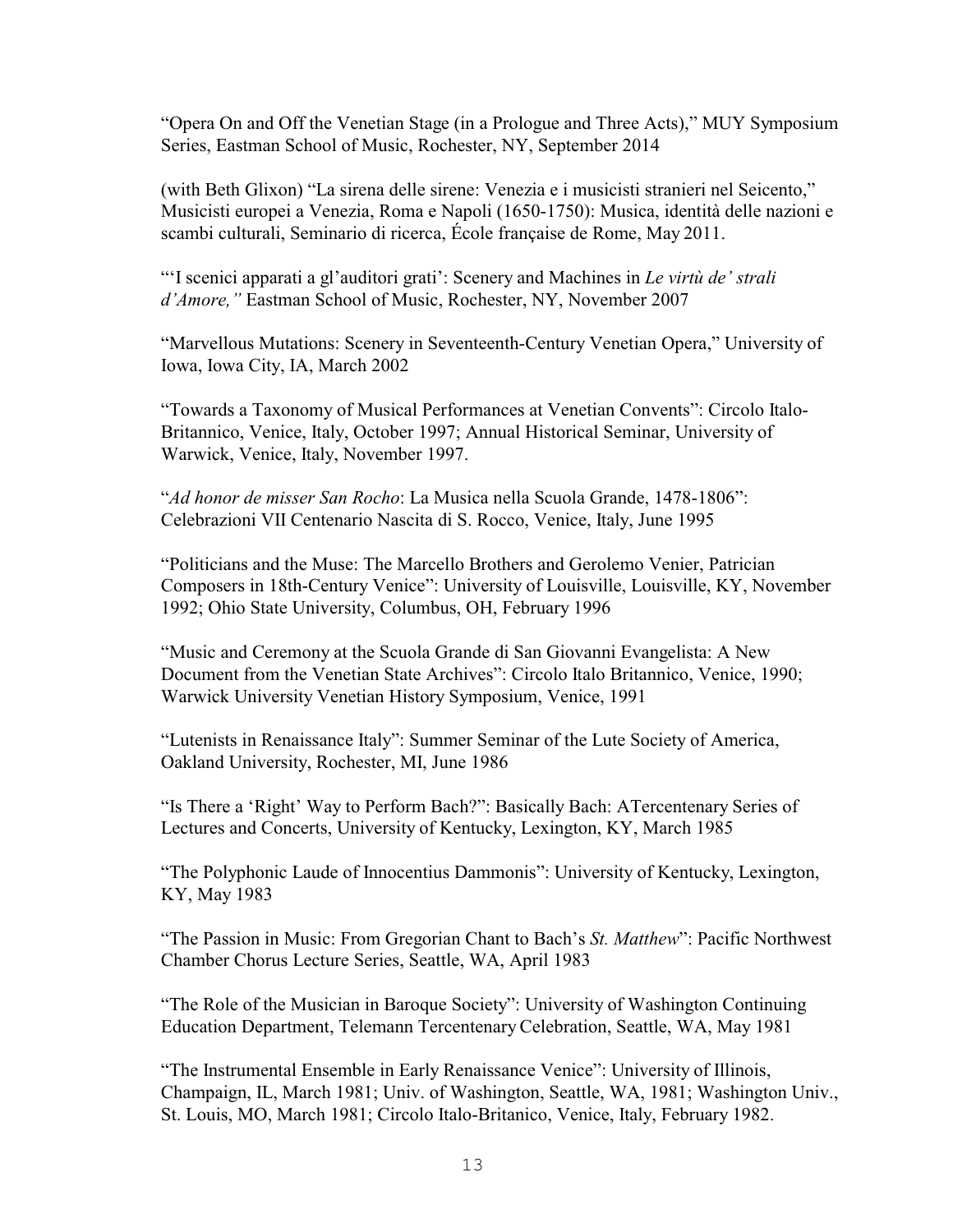"Opera On and Off the Venetian Stage (in a Prologue and Three Acts)," MUY Symposium Series, Eastman School of Music, Rochester, NY, September 2014

(with Beth Glixon) "La sirena delle sirene: Venezia e i musicisti stranieri nel Seicento," Musicisti europei a Venezia, Roma e Napoli (1650-1750): Musica, identità delle nazioni e scambi culturali, Seminario di ricerca, École française de Rome, May 2011.

"'I scenici apparati a gl'auditori grati': Scenery and Machines in *Le virtù de' strali d'Amore,"* Eastman School of Music, Rochester, NY, November 2007

"Marvellous Mutations: Scenery in Seventeenth-Century Venetian Opera," University of Iowa, Iowa City, IA, March 2002

"Towards a Taxonomy of Musical Performances at Venetian Convents": Circolo Italo-Britannico, Venice, Italy, October 1997; Annual Historical Seminar, University of Warwick, Venice, Italy, November 1997.

"*Ad honor de misser San Rocho*: La Musica nella Scuola Grande, 1478-1806": Celebrazioni VII Centenario Nascita di S. Rocco, Venice, Italy, June 1995

"Politicians and the Muse: The Marcello Brothers and Gerolemo Venier, Patrician Composers in 18th-Century Venice": University of Louisville, Louisville, KY, November 1992; Ohio State University, Columbus, OH, February 1996

"Music and Ceremony at the Scuola Grande di San Giovanni Evangelista: A New Document from the Venetian State Archives": Circolo Italo Britannico, Venice, 1990; Warwick University Venetian History Symposium, Venice, 1991

"Lutenists in Renaissance Italy": Summer Seminar of the Lute Society of America, Oakland University, Rochester, MI, June 1986

"Is There a 'Right' Way to Perform Bach?": Basically Bach: ATercentenary Series of Lectures and Concerts, University of Kentucky, Lexington, KY, March 1985

"The Polyphonic Laude of Innocentius Dammonis": University of Kentucky, Lexington, KY, May 1983

"The Passion in Music: From Gregorian Chant to Bach's *St. Matthew*": Pacific Northwest Chamber Chorus Lecture Series, Seattle, WA, April 1983

"The Role of the Musician in Baroque Society": University of Washington Continuing Education Department, Telemann Tercentenary Celebration, Seattle, WA, May 1981

"The Instrumental Ensemble in Early Renaissance Venice": University of Illinois, Champaign, IL, March 1981; Univ. of Washington, Seattle, WA, 1981; Washington Univ., St. Louis, MO, March 1981; Circolo Italo-Britanico, Venice, Italy, February 1982.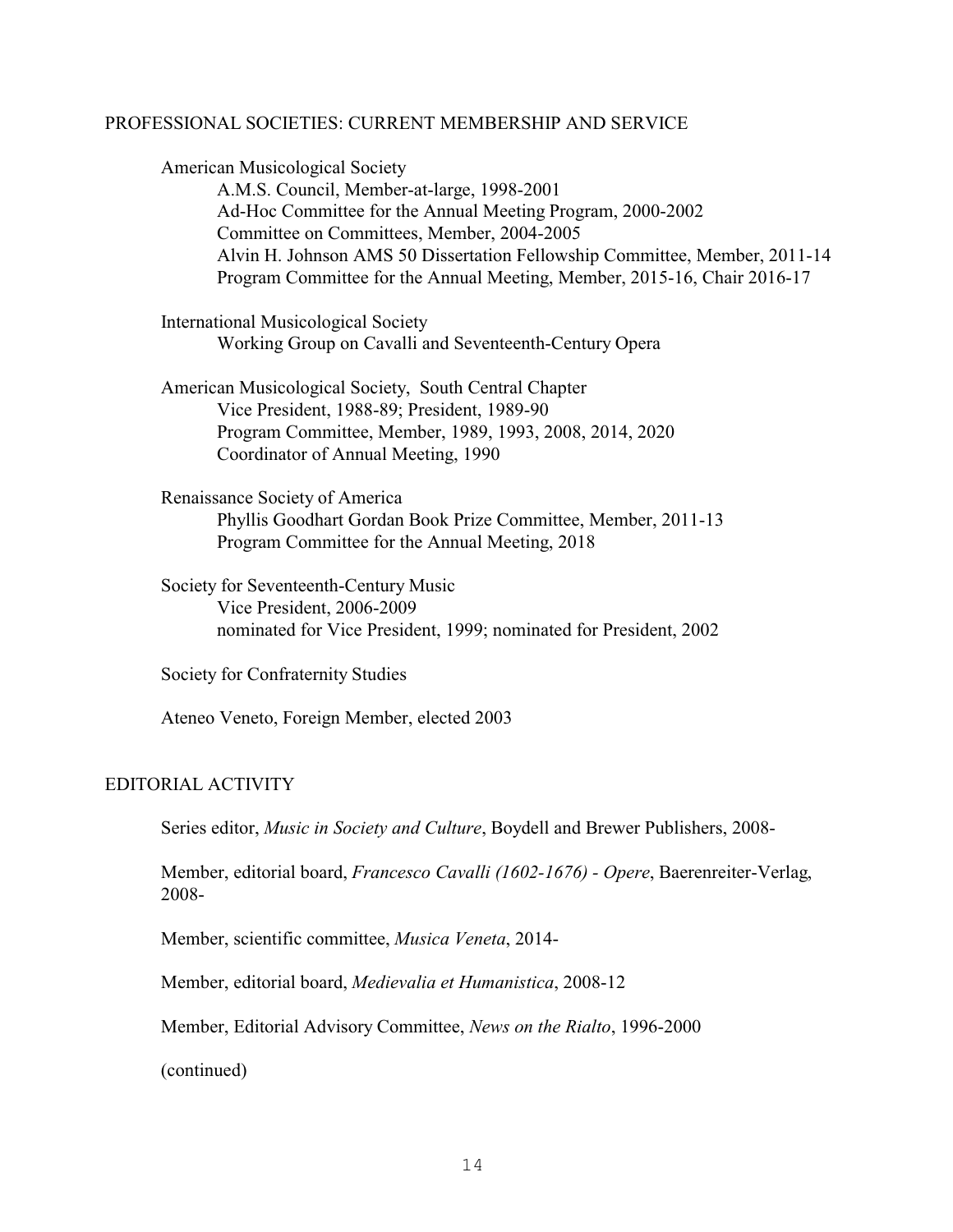## PROFESSIONAL SOCIETIES: CURRENT MEMBERSHIP AND SERVICE

American Musicological Society
- A.M.S. Council, Member-at-large, 1998-2001
- Ad-Hoc Committee for the Annual Meeting Program, 2000-2002
- Committee on Committees, Member, 2004-2005
- Alvin H. Johnson AMS 50 Dissertation Fellowship Committee, Member, 2011-14
- Program Committee for the Annual Meeting, Member, 2015-16, Chair 2016-17

International Musicological Society
- Working Group on Cavalli and Seventeenth-Century Opera

American Musicological Society, South Central Chapter
- Vice President, 1988-89; President, 1989-90
- Program Committee, Member, 1989, 1993, 2008, 2014, 2020
- Coordinator of Annual Meeting, 1990

Renaissance Society of America
- Phyllis Goodhart Gordan Book Prize Committee, Member, 2011-13
- Program Committee for the Annual Meeting, 2018

Society for Seventeenth-Century Music
- Vice President, 2006-2009
- nominated for Vice President, 1999; nominated for President, 2002

Society for Confraternity Studies

Ateneo Veneto, Foreign Member, elected 2003

## EDITORIAL ACTIVITY

Series editor, *Music in Society and Culture*, Boydell and Brewer Publishers, 2008-

Member, editorial board, *Francesco Cavalli (1602-1676) - Opere*, Baerenreiter-Verlag, 2008-

Member, scientific committee, *Musica Veneta*, 2014-

Member, editorial board, *Medievalia et Humanistica*, 2008-12

Member, Editorial Advisory Committee, *News on the Rialto*, 1996-2000

(continued)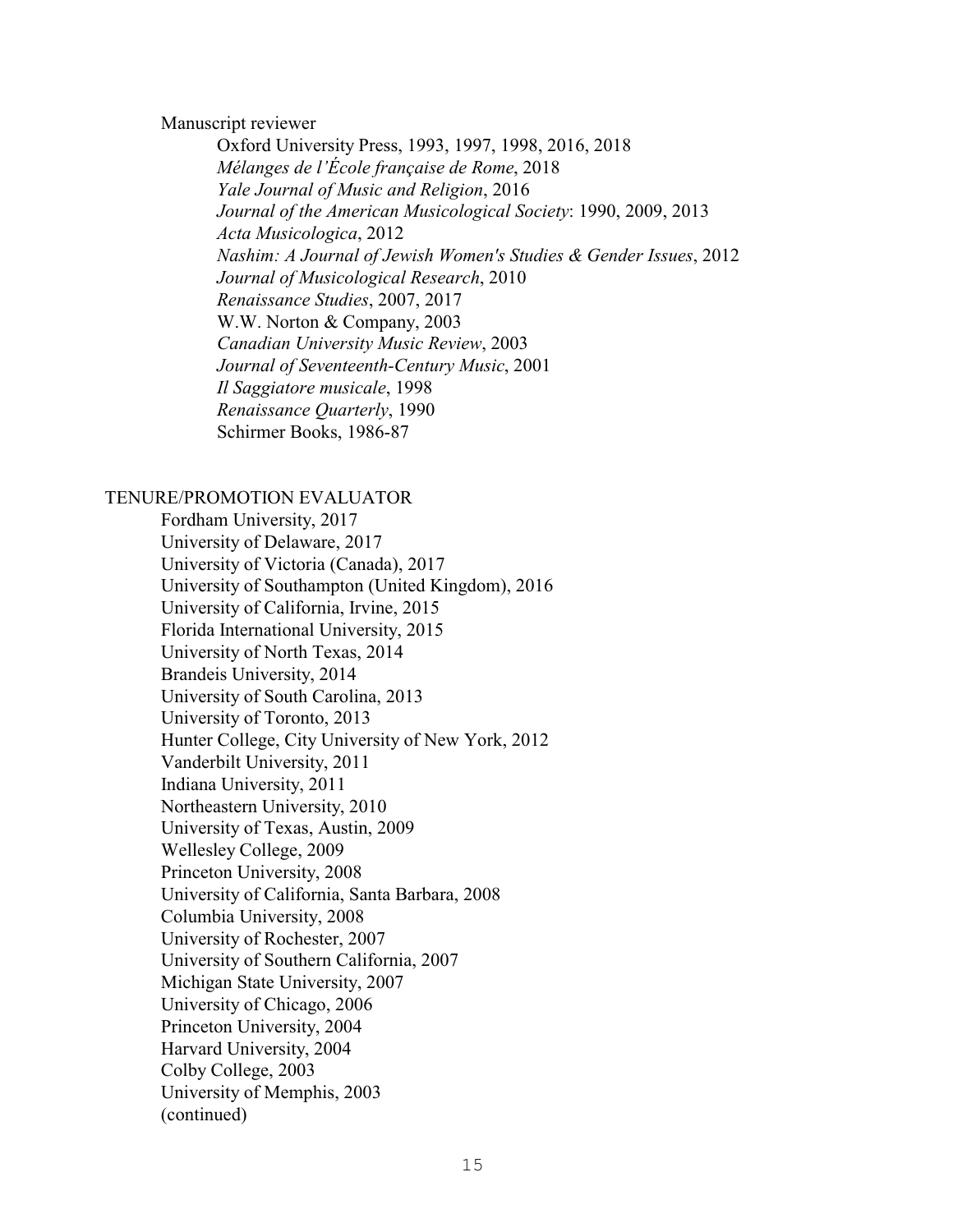Manuscript reviewer

- Oxford University Press, 1993, 1997, 1998, 2016, 2018
- *Mélanges de l'École française de Rome*, 2018
- *Yale Journal of Music and Religion*, 2016
- *Journal of the American Musicological Society*: 1990, 2009, 2013
- *Acta Musicologica*, 2012
- *Nashim: A Journal of Jewish Women's Studies & Gender Issues*, 2012
- *Journal of Musicological Research*, 2010
- *Renaissance Studies*, 2007, 2017
- W.W. Norton & Company, 2003
- *Canadian University Music Review*, 2003
- *Journal of Seventeenth-Century Music*, 2001
- *Il Saggiatore musicale*, 1998
- *Renaissance Quarterly*, 1990
- Schirmer Books, 1986-87

## TENURE/PROMOTION EVALUATOR

- Fordham University, 2017
- University of Delaware, 2017
- University of Victoria (Canada), 2017
- University of Southampton (United Kingdom), 2016
- University of California, Irvine, 2015
- Florida International University, 2015
- University of North Texas, 2014
- Brandeis University, 2014
- University of South Carolina, 2013
- University of Toronto, 2013
- Hunter College, City University of New York, 2012
- Vanderbilt University, 2011
- Indiana University, 2011
- Northeastern University, 2010
- University of Texas, Austin, 2009
- Wellesley College, 2009
- Princeton University, 2008
- University of California, Santa Barbara, 2008
- Columbia University, 2008
- University of Rochester, 2007
- University of Southern California, 2007
- Michigan State University, 2007
- University of Chicago, 2006
- Princeton University, 2004
- Harvard University, 2004
- Colby College, 2003
- University of Memphis, 2003

(continued)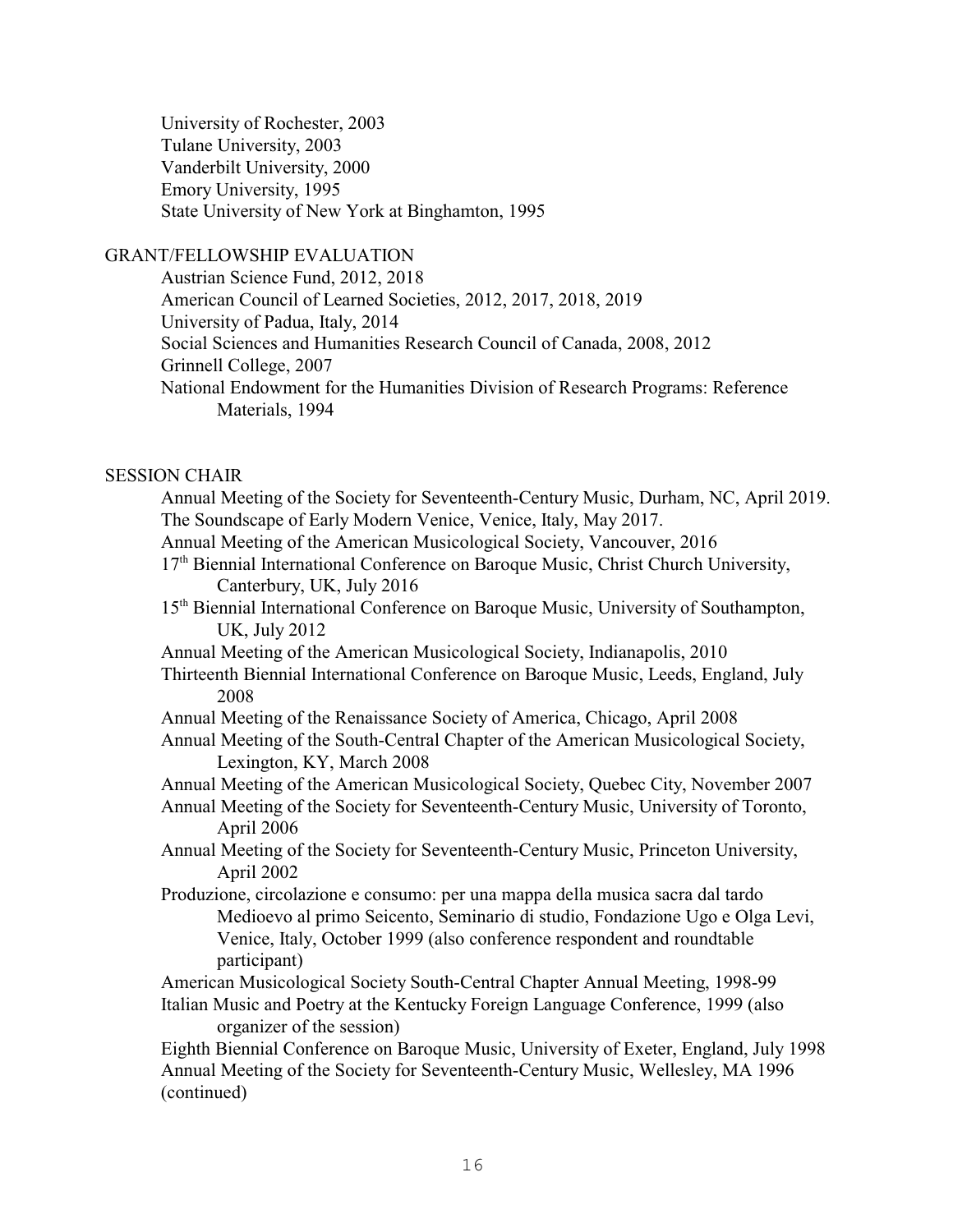University of Rochester, 2003
Tulane University, 2003
Vanderbilt University, 2000
Emory University, 1995
State University of New York at Binghamton, 1995

GRANT/FELLOWSHIP EVALUATION

Austrian Science Fund, 2012, 2018
American Council of Learned Societies, 2012, 2017, 2018, 2019
University of Padua, Italy, 2014
Social Sciences and Humanities Research Council of Canada, 2008, 2012
Grinnell College, 2007
National Endowment for the Humanities Division of Research Programs: Reference Materials, 1994

SESSION CHAIR

Annual Meeting of the Society for Seventeenth-Century Music, Durham, NC, April 2019.
The Soundscape of Early Modern Venice, Venice, Italy, May 2017.
Annual Meeting of the American Musicological Society, Vancouver, 2016
17th Biennial International Conference on Baroque Music, Christ Church University, Canterbury, UK, July 2016
15th Biennial International Conference on Baroque Music, University of Southampton, UK, July 2012
Annual Meeting of the American Musicological Society, Indianapolis, 2010
Thirteenth Biennial International Conference on Baroque Music, Leeds, England, July 2008
Annual Meeting of the Renaissance Society of America, Chicago, April 2008
Annual Meeting of the South-Central Chapter of the American Musicological Society, Lexington, KY, March 2008
Annual Meeting of the American Musicological Society, Quebec City, November 2007
Annual Meeting of the Society for Seventeenth-Century Music, University of Toronto, April 2006
Annual Meeting of the Society for Seventeenth-Century Music, Princeton University, April 2002
Produzione, circolazione e consumo: per una mappa della musica sacra dal tardo Medioevo al primo Seicento, Seminario di studio, Fondazione Ugo e Olga Levi, Venice, Italy, October 1999 (also conference respondent and roundtable participant)
American Musicological Society South-Central Chapter Annual Meeting, 1998-99
Italian Music and Poetry at the Kentucky Foreign Language Conference, 1999 (also organizer of the session)
Eighth Biennial Conference on Baroque Music, University of Exeter, England, July 1998
Annual Meeting of the Society for Seventeenth-Century Music, Wellesley, MA 1996
(continued)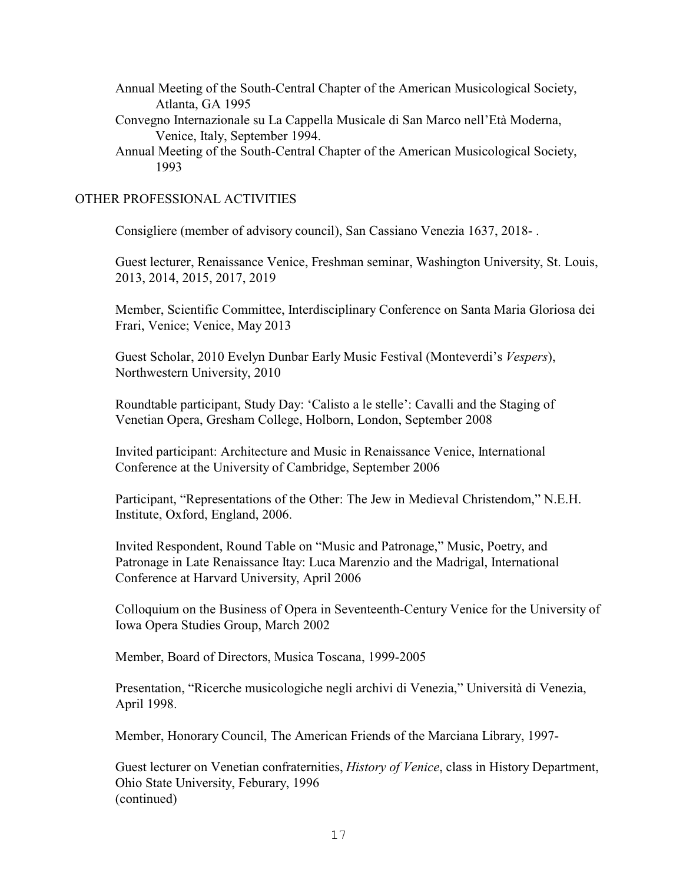Annual Meeting of the South-Central Chapter of the American Musicological Society, Atlanta, GA 1995

Convegno Internazionale su La Cappella Musicale di San Marco nell'Età Moderna, Venice, Italy, September 1994.

Annual Meeting of the South-Central Chapter of the American Musicological Society, 1993

## OTHER PROFESSIONAL ACTIVITIES

Consigliere (member of advisory council), San Cassiano Venezia 1637, 2018- .

Guest lecturer, Renaissance Venice, Freshman seminar, Washington University, St. Louis, 2013, 2014, 2015, 2017, 2019

Member, Scientific Committee, Interdisciplinary Conference on Santa Maria Gloriosa dei Frari, Venice; Venice, May 2013

Guest Scholar, 2010 Evelyn Dunbar Early Music Festival (Monteverdi's *Vespers*), Northwestern University, 2010

Roundtable participant, Study Day: 'Calisto a le stelle': Cavalli and the Staging of Venetian Opera, Gresham College, Holborn, London, September 2008

Invited participant: Architecture and Music in Renaissance Venice, International Conference at the University of Cambridge, September 2006

Participant, "Representations of the Other: The Jew in Medieval Christendom," N.E.H. Institute, Oxford, England, 2006.

Invited Respondent, Round Table on "Music and Patronage," Music, Poetry, and Patronage in Late Renaissance Itay: Luca Marenzio and the Madrigal, International Conference at Harvard University, April 2006

Colloquium on the Business of Opera in Seventeenth-Century Venice for the University of Iowa Opera Studies Group, March 2002

Member, Board of Directors, Musica Toscana, 1999-2005

Presentation, "Ricerche musicologiche negli archivi di Venezia," Università di Venezia, April 1998.

Member, Honorary Council, The American Friends of the Marciana Library, 1997-

Guest lecturer on Venetian confraternities, *History of Venice*, class in History Department, Ohio State University, Feburary, 1996
(continued)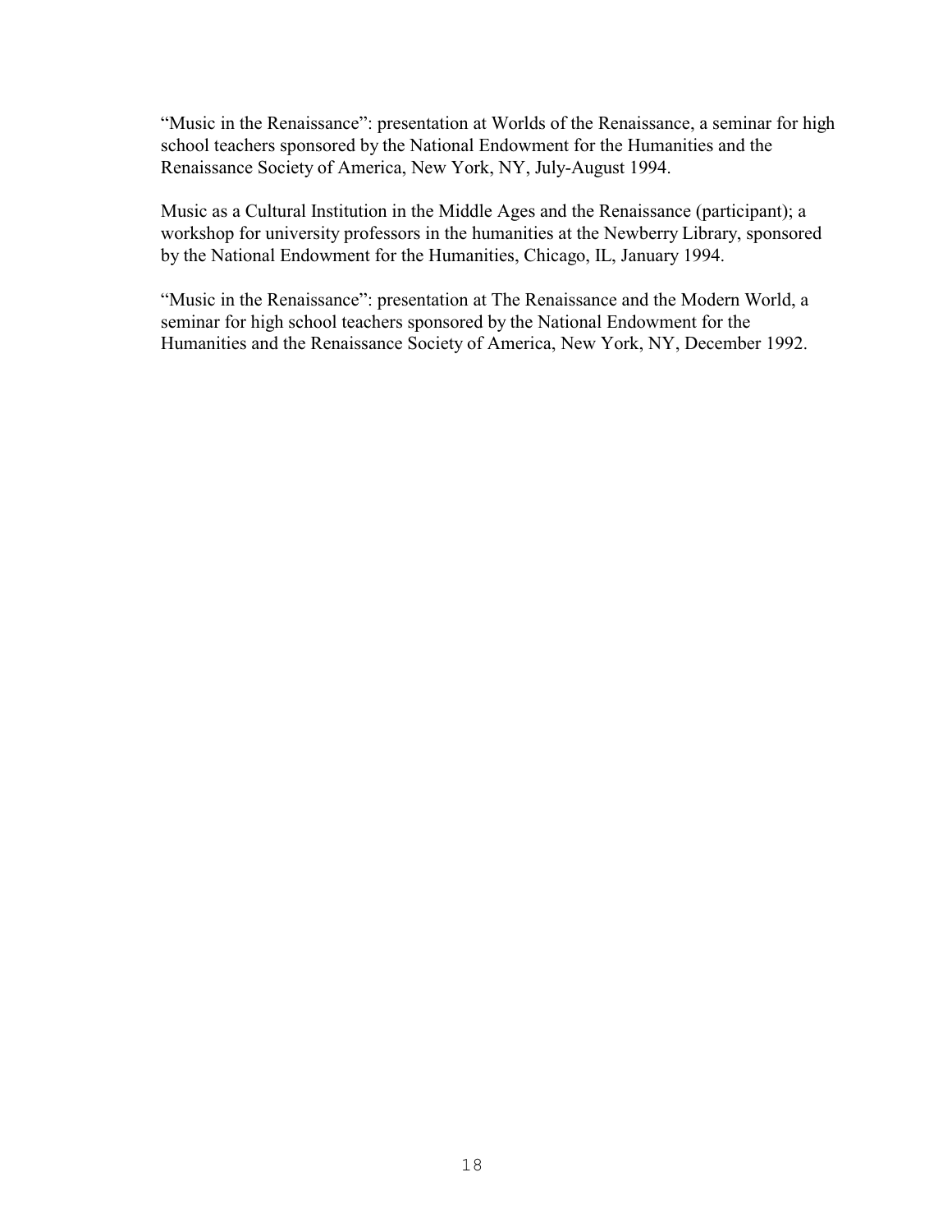"Music in the Renaissance": presentation at Worlds of the Renaissance, a seminar for high school teachers sponsored by the National Endowment for the Humanities and the Renaissance Society of America, New York, NY, July-August 1994.

Music as a Cultural Institution in the Middle Ages and the Renaissance (participant); a workshop for university professors in the humanities at the Newberry Library, sponsored by the National Endowment for the Humanities, Chicago, IL, January 1994.

"Music in the Renaissance": presentation at The Renaissance and the Modern World, a seminar for high school teachers sponsored by the National Endowment for the Humanities and the Renaissance Society of America, New York, NY, December 1992.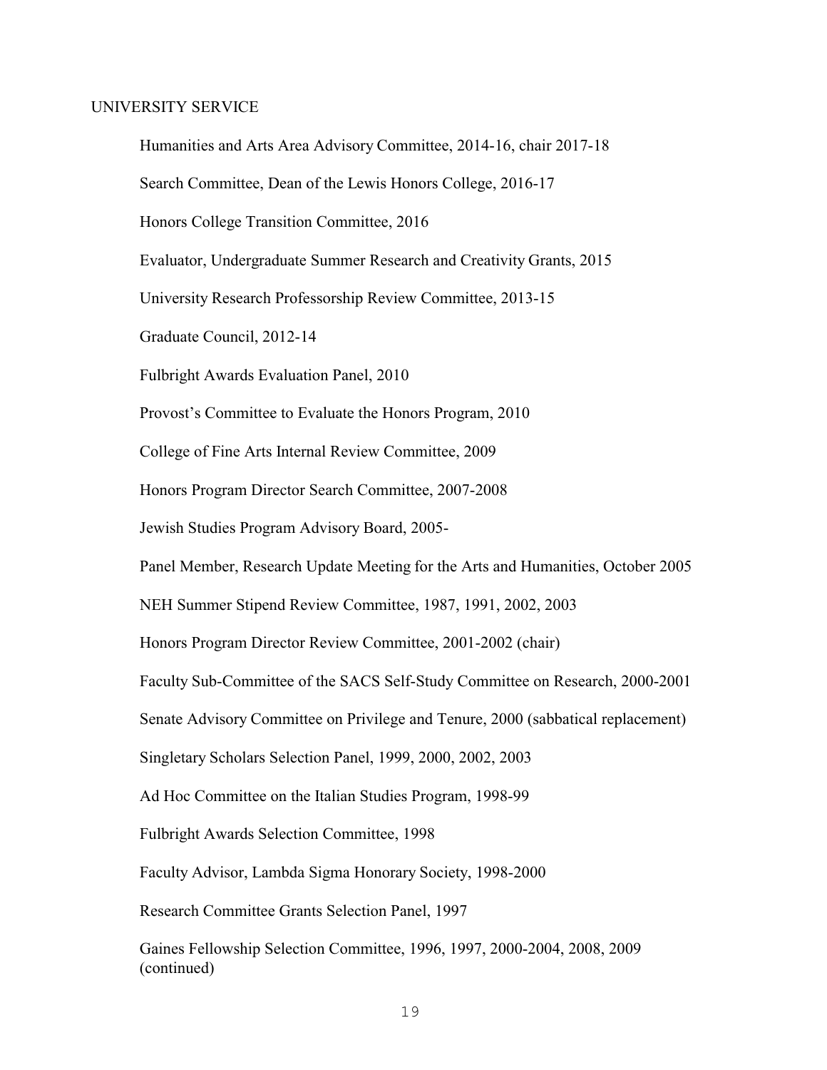## UNIVERSITY SERVICE

Humanities and Arts Area Advisory Committee, 2014-16, chair 2017-18

Search Committee, Dean of the Lewis Honors College, 2016-17

Honors College Transition Committee, 2016

Evaluator, Undergraduate Summer Research and Creativity Grants, 2015

University Research Professorship Review Committee, 2013-15

Graduate Council, 2012-14

Fulbright Awards Evaluation Panel, 2010

Provost's Committee to Evaluate the Honors Program, 2010

College of Fine Arts Internal Review Committee, 2009

Honors Program Director Search Committee, 2007-2008

Jewish Studies Program Advisory Board, 2005-

Panel Member, Research Update Meeting for the Arts and Humanities, October 2005

NEH Summer Stipend Review Committee, 1987, 1991, 2002, 2003

Honors Program Director Review Committee, 2001-2002 (chair)

Faculty Sub-Committee of the SACS Self-Study Committee on Research, 2000-2001

Senate Advisory Committee on Privilege and Tenure, 2000 (sabbatical replacement)

Singletary Scholars Selection Panel, 1999, 2000, 2002, 2003

Ad Hoc Committee on the Italian Studies Program, 1998-99

Fulbright Awards Selection Committee, 1998

Faculty Advisor, Lambda Sigma Honorary Society, 1998-2000

Research Committee Grants Selection Panel, 1997

Gaines Fellowship Selection Committee, 1996, 1997, 2000-2004, 2008, 2009 (continued)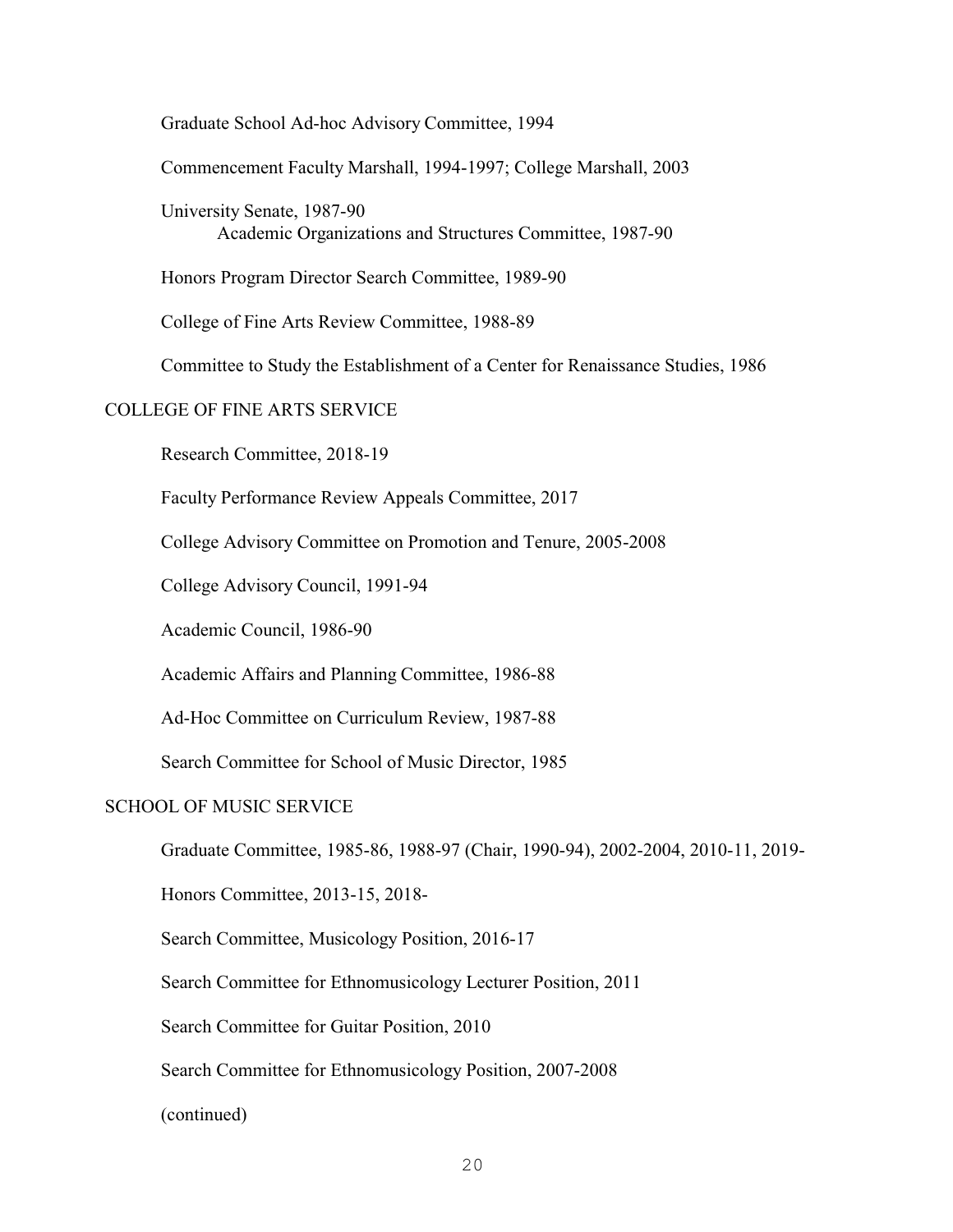Graduate School Ad-hoc Advisory Committee, 1994

Commencement Faculty Marshall, 1994-1997; College Marshall, 2003

University Senate, 1987-90
    Academic Organizations and Structures Committee, 1987-90

Honors Program Director Search Committee, 1989-90

College of Fine Arts Review Committee, 1988-89

Committee to Study the Establishment of a Center for Renaissance Studies, 1986

## COLLEGE OF FINE ARTS SERVICE

Research Committee, 2018-19

Faculty Performance Review Appeals Committee, 2017

College Advisory Committee on Promotion and Tenure, 2005-2008

College Advisory Council, 1991-94

Academic Council, 1986-90

Academic Affairs and Planning Committee, 1986-88

Ad-Hoc Committee on Curriculum Review, 1987-88

Search Committee for School of Music Director, 1985

## SCHOOL OF MUSIC SERVICE

Graduate Committee, 1985-86, 1988-97 (Chair, 1990-94), 2002-2004, 2010-11, 2019-

Honors Committee, 2013-15, 2018-

Search Committee, Musicology Position, 2016-17

Search Committee for Ethnomusicology Lecturer Position, 2011

Search Committee for Guitar Position, 2010

Search Committee for Ethnomusicology Position, 2007-2008

(continued)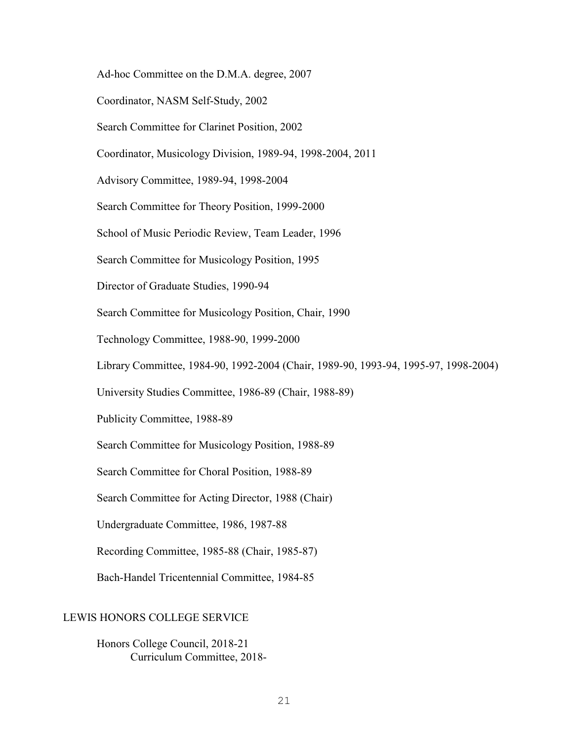Ad-hoc Committee on the D.M.A. degree, 2007

Coordinator, NASM Self-Study, 2002

Search Committee for Clarinet Position, 2002

Coordinator, Musicology Division, 1989-94, 1998-2004, 2011

Advisory Committee, 1989-94, 1998-2004

Search Committee for Theory Position, 1999-2000

School of Music Periodic Review, Team Leader, 1996

Search Committee for Musicology Position, 1995

Director of Graduate Studies, 1990-94

Search Committee for Musicology Position, Chair, 1990

Technology Committee, 1988-90, 1999-2000

Library Committee, 1984-90, 1992-2004 (Chair, 1989-90, 1993-94, 1995-97, 1998-2004)

University Studies Committee, 1986-89 (Chair, 1988-89)

Publicity Committee, 1988-89

Search Committee for Musicology Position, 1988-89

Search Committee for Choral Position, 1988-89

Search Committee for Acting Director, 1988 (Chair)

Undergraduate Committee, 1986, 1987-88

Recording Committee, 1985-88 (Chair, 1985-87)

Bach-Handel Tricentennial Committee, 1984-85

## LEWIS HONORS COLLEGE SERVICE

Honors College Council, 2018-21
  Curriculum Committee, 2018-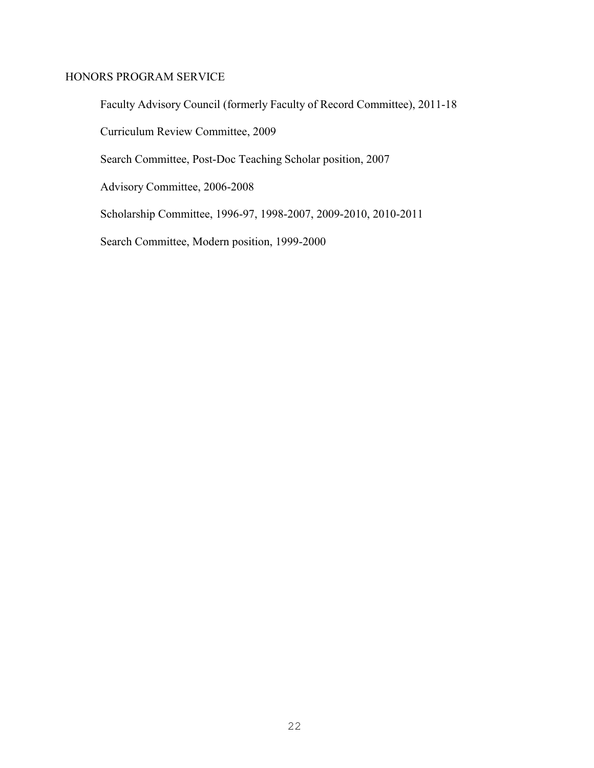## HONORS PROGRAM SERVICE

Faculty Advisory Council (formerly Faculty of Record Committee), 2011-18

Curriculum Review Committee, 2009

Search Committee, Post-Doc Teaching Scholar position, 2007

Advisory Committee, 2006-2008

Scholarship Committee, 1996-97, 1998-2007, 2009-2010, 2010-2011

Search Committee, Modern position, 1999-2000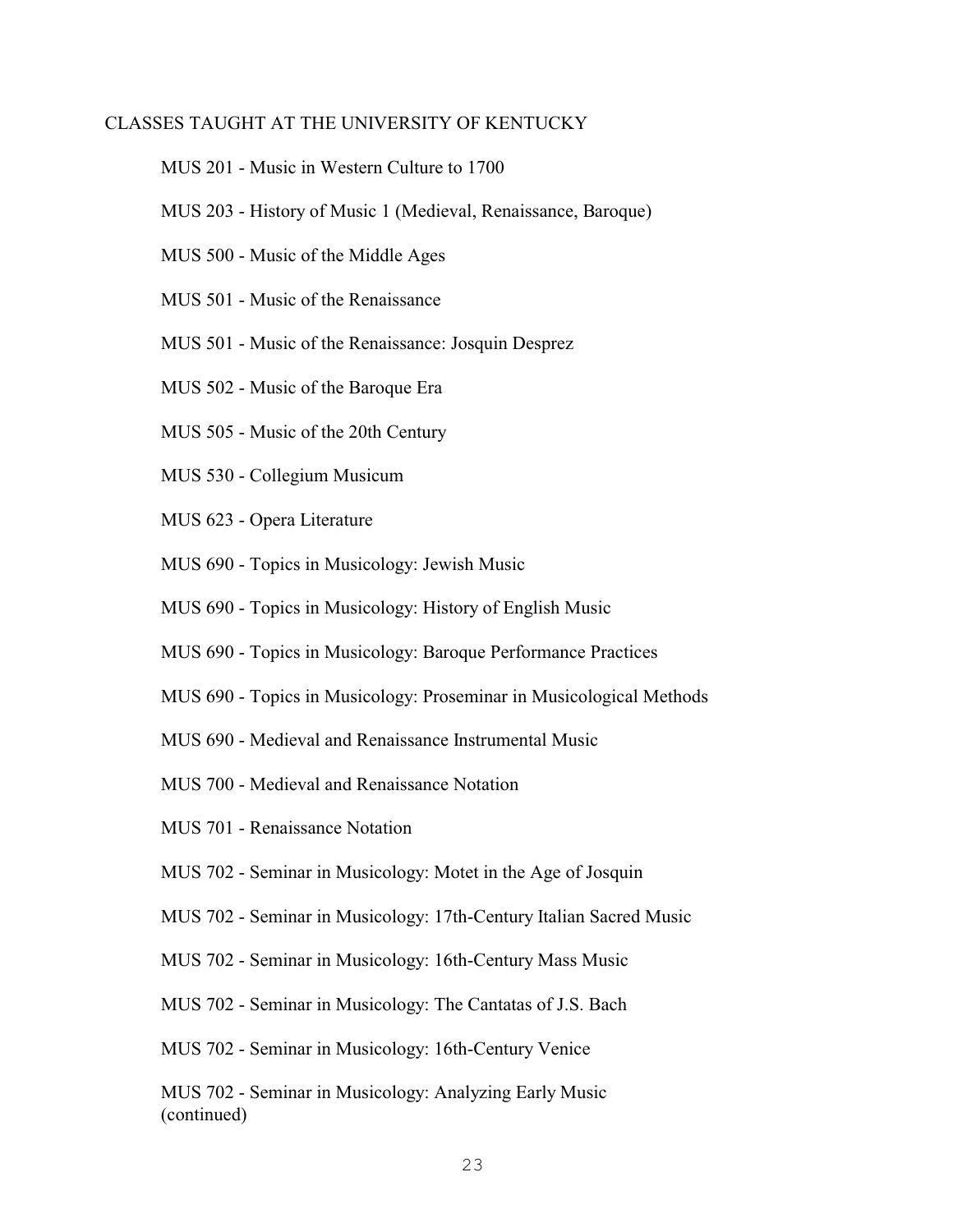## CLASSES TAUGHT AT THE UNIVERSITY OF KENTUCKY

MUS 201 - Music in Western Culture to 1700

MUS 203 - History of Music 1 (Medieval, Renaissance, Baroque)

MUS 500 - Music of the Middle Ages

MUS 501 - Music of the Renaissance

MUS 501 - Music of the Renaissance: Josquin Desprez

MUS 502 - Music of the Baroque Era

MUS 505 - Music of the 20th Century

MUS 530 - Collegium Musicum

MUS 623 - Opera Literature

MUS 690 - Topics in Musicology: Jewish Music

MUS 690 - Topics in Musicology: History of English Music

MUS 690 - Topics in Musicology: Baroque Performance Practices

MUS 690 - Topics in Musicology: Proseminar in Musicological Methods

MUS 690 - Medieval and Renaissance Instrumental Music

MUS 700 - Medieval and Renaissance Notation

MUS 701 - Renaissance Notation

MUS 702 - Seminar in Musicology: Motet in the Age of Josquin

MUS 702 - Seminar in Musicology: 17th-Century Italian Sacred Music

MUS 702 - Seminar in Musicology: 16th-Century Mass Music

MUS 702 - Seminar in Musicology: The Cantatas of J.S. Bach

MUS 702 - Seminar in Musicology: 16th-Century Venice

MUS 702 - Seminar in Musicology: Analyzing Early Music
(continued)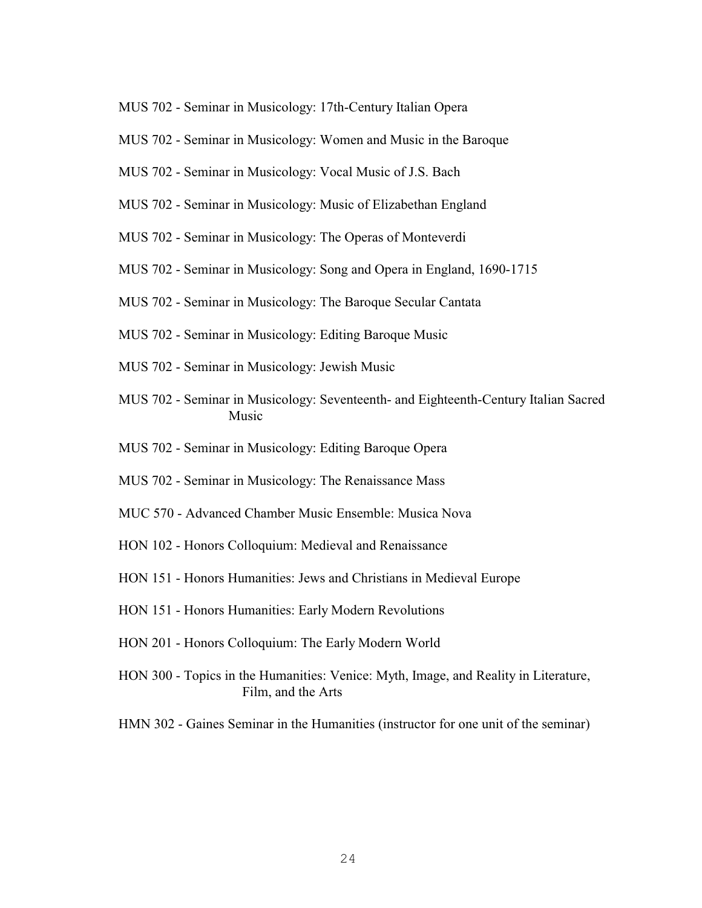MUS 702 - Seminar in Musicology: 17th-Century Italian Opera

MUS 702 - Seminar in Musicology: Women and Music in the Baroque

MUS 702 - Seminar in Musicology: Vocal Music of J.S. Bach

MUS 702 - Seminar in Musicology: Music of Elizabethan England

MUS 702 - Seminar in Musicology: The Operas of Monteverdi

MUS 702 - Seminar in Musicology: Song and Opera in England, 1690-1715

MUS 702 - Seminar in Musicology: The Baroque Secular Cantata

MUS 702 - Seminar in Musicology: Editing Baroque Music

MUS 702 - Seminar in Musicology: Jewish Music

MUS 702 - Seminar in Musicology: Seventeenth- and Eighteenth-Century Italian Sacred Music

MUS 702 - Seminar in Musicology: Editing Baroque Opera

MUS 702 - Seminar in Musicology: The Renaissance Mass

MUC 570 - Advanced Chamber Music Ensemble: Musica Nova

HON 102 - Honors Colloquium: Medieval and Renaissance

HON 151 - Honors Humanities: Jews and Christians in Medieval Europe

HON 151 - Honors Humanities: Early Modern Revolutions

HON 201 - Honors Colloquium: The Early Modern World

HON 300 - Topics in the Humanities: Venice: Myth, Image, and Reality in Literature, Film, and the Arts

HMN 302 - Gaines Seminar in the Humanities (instructor for one unit of the seminar)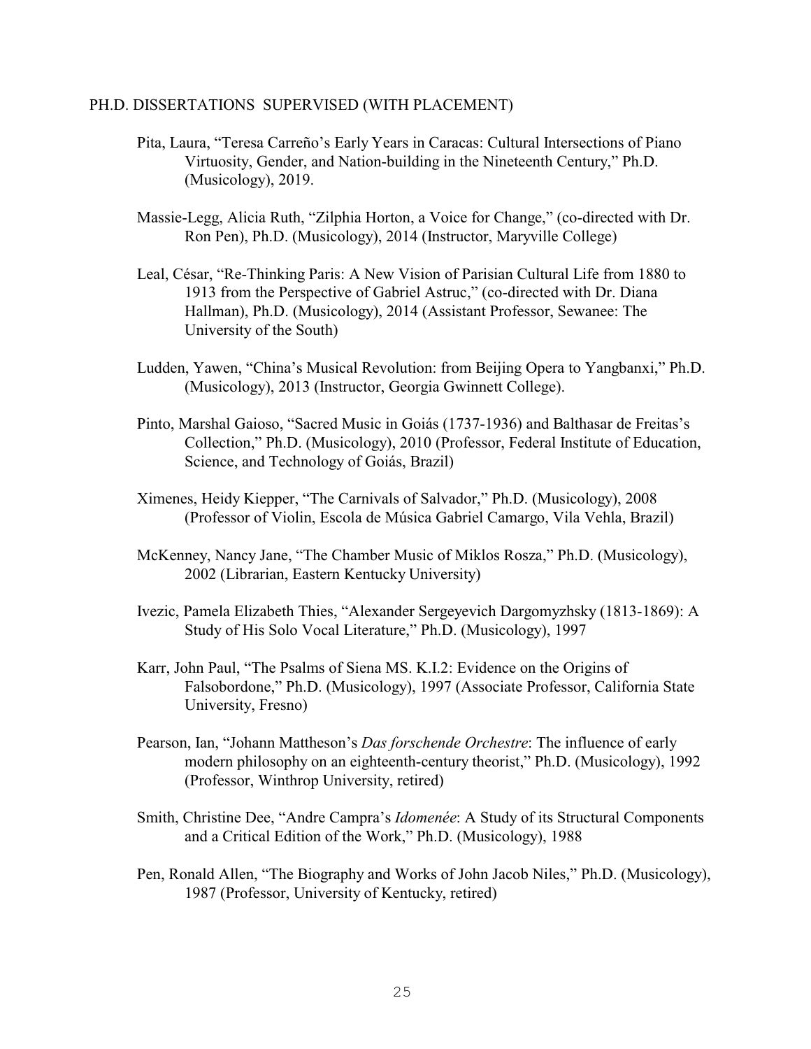## PH.D. DISSERTATIONS SUPERVISED (WITH PLACEMENT)

Pita, Laura, "Teresa Carreño's Early Years in Caracas: Cultural Intersections of Piano Virtuosity, Gender, and Nation-building in the Nineteenth Century," Ph.D. (Musicology), 2019.

Massie-Legg, Alicia Ruth, "Zilphia Horton, a Voice for Change," (co-directed with Dr. Ron Pen), Ph.D. (Musicology), 2014 (Instructor, Maryville College)

Leal, César, "Re-Thinking Paris: A New Vision of Parisian Cultural Life from 1880 to 1913 from the Perspective of Gabriel Astruc," (co-directed with Dr. Diana Hallman), Ph.D. (Musicology), 2014 (Assistant Professor, Sewanee: The University of the South)

Ludden, Yawen, "China's Musical Revolution: from Beijing Opera to Yangbanxi," Ph.D. (Musicology), 2013 (Instructor, Georgia Gwinnett College).

Pinto, Marshal Gaioso, "Sacred Music in Goiás (1737-1936) and Balthasar de Freitas's Collection," Ph.D. (Musicology), 2010 (Professor, Federal Institute of Education, Science, and Technology of Goiás, Brazil)

Ximenes, Heidy Kiepper, "The Carnivals of Salvador," Ph.D. (Musicology), 2008 (Professor of Violin, Escola de Música Gabriel Camargo, Vila Vehla, Brazil)

McKenney, Nancy Jane, "The Chamber Music of Miklos Rosza," Ph.D. (Musicology), 2002 (Librarian, Eastern Kentucky University)

Ivezic, Pamela Elizabeth Thies, "Alexander Sergeyevich Dargomyzhsky (1813-1869): A Study of His Solo Vocal Literature," Ph.D. (Musicology), 1997

Karr, John Paul, "The Psalms of Siena MS. K.I.2: Evidence on the Origins of Falsobordone," Ph.D. (Musicology), 1997 (Associate Professor, California State University, Fresno)

Pearson, Ian, "Johann Mattheson's *Das forschende Orchestre*: The influence of early modern philosophy on an eighteenth-century theorist," Ph.D. (Musicology), 1992 (Professor, Winthrop University, retired)

Smith, Christine Dee, "Andre Campra's *Idomenée*: A Study of its Structural Components and a Critical Edition of the Work," Ph.D. (Musicology), 1988

Pen, Ronald Allen, "The Biography and Works of John Jacob Niles," Ph.D. (Musicology), 1987 (Professor, University of Kentucky, retired)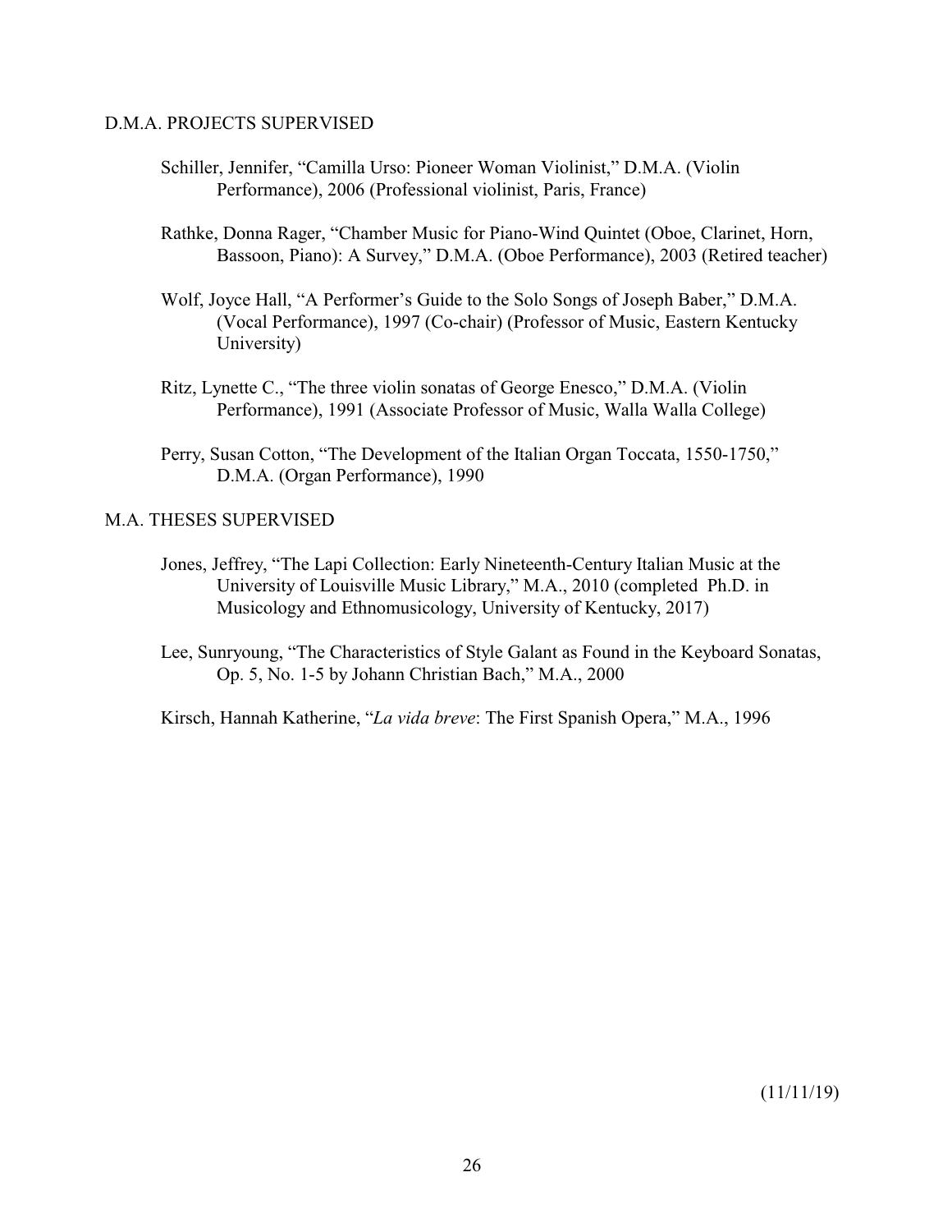## D.M.A. PROJECTS SUPERVISED

Schiller, Jennifer, "Camilla Urso: Pioneer Woman Violinist," D.M.A. (Violin Performance), 2006 (Professional violinist, Paris, France)

Rathke, Donna Rager, "Chamber Music for Piano-Wind Quintet (Oboe, Clarinet, Horn, Bassoon, Piano): A Survey," D.M.A. (Oboe Performance), 2003 (Retired teacher)

Wolf, Joyce Hall, "A Performer's Guide to the Solo Songs of Joseph Baber," D.M.A. (Vocal Performance), 1997 (Co-chair) (Professor of Music, Eastern Kentucky University)

Ritz, Lynette C., "The three violin sonatas of George Enesco," D.M.A. (Violin Performance), 1991 (Associate Professor of Music, Walla Walla College)

Perry, Susan Cotton, "The Development of the Italian Organ Toccata, 1550-1750," D.M.A. (Organ Performance), 1990

## M.A. THESES SUPERVISED

Jones, Jeffrey, "The Lapi Collection: Early Nineteenth-Century Italian Music at the University of Louisville Music Library," M.A., 2010 (completed Ph.D. in Musicology and Ethnomusicology, University of Kentucky, 2017)

Lee, Sunryoung, "The Characteristics of Style Galant as Found in the Keyboard Sonatas, Op. 5, No. 1-5 by Johann Christian Bach," M.A., 2000

Kirsch, Hannah Katherine, "*La vida breve*: The First Spanish Opera," M.A., 1996

(11/11/19)